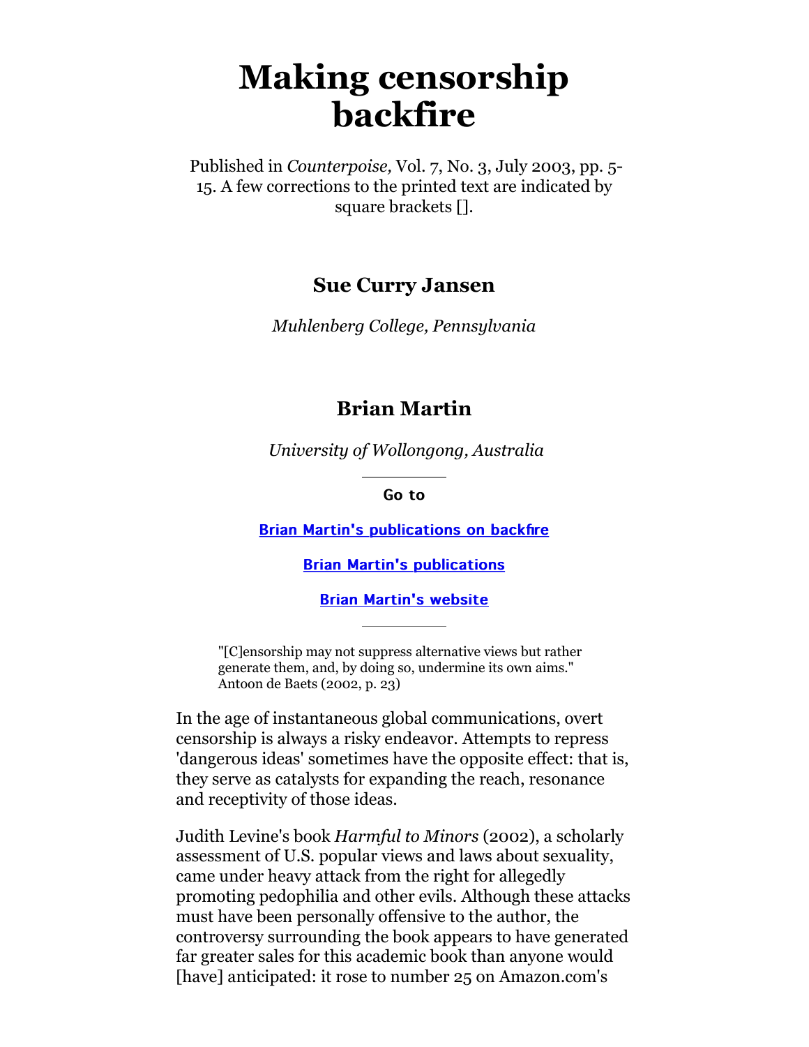# Making censorship backfire

Published in *Counterpoise,* Vol. 7, No. 3, July 2003, pp. 5-15. A few corrections to the printed text are indicated by square brackets [].

### Sue Curry Jansen

*Muhlenberg College, Pennsylvania*

### Brian Martin

*University of Wollongong, Australia*

---

**Go to**

[Brian Martin's publications on backfire]

[Brian Martin's publications]

[Brian Martin's website]

---

> "[C]ensorship may not suppress alternative views but rather generate them, and, by doing so, undermine its own aims." Antoon de Baets (2002, p. 23)

In the age of instantaneous global communications, overt censorship is always a risky endeavor. Attempts to repress 'dangerous ideas' sometimes have the opposite effect: that is, they serve as catalysts for expanding the reach, resonance and receptivity of those ideas.

Judith Levine's book *Harmful to Minors* (2002), a scholarly assessment of U.S. popular views and laws about sexuality, came under heavy attack from the right for allegedly promoting pedophilia and other evils. Although these attacks must have been personally offensive to the author, the controversy surrounding the book appears to have generated far greater sales for this academic book than anyone would [have] anticipated: it rose to number 25 on Amazon.com's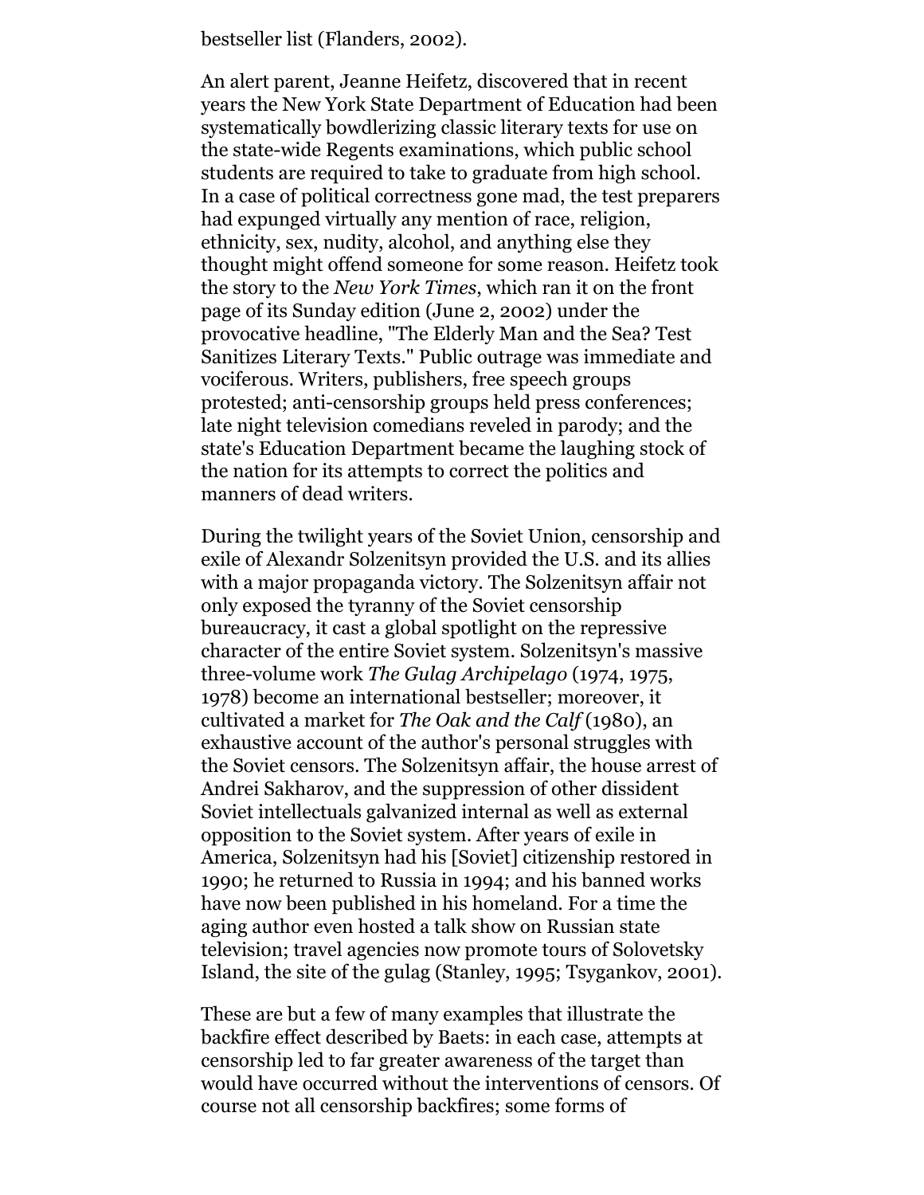bestseller list (Flanders, 2002).

An alert parent, Jeanne Heifetz, discovered that in recent years the New York State Department of Education had been systematically bowdlerizing classic literary texts for use on the state-wide Regents examinations, which public school students are required to take to graduate from high school. In a case of political correctness gone mad, the test preparers had expunged virtually any mention of race, religion, ethnicity, sex, nudity, alcohol, and anything else they thought might offend someone for some reason. Heifetz took the story to the *New York Times*, which ran it on the front page of its Sunday edition (June 2, 2002) under the provocative headline, "The Elderly Man and the Sea? Test Sanitizes Literary Texts." Public outrage was immediate and vociferous. Writers, publishers, free speech groups protested; anti-censorship groups held press conferences; late night television comedians reveled in parody; and the state's Education Department became the laughing stock of the nation for its attempts to correct the politics and manners of dead writers.

During the twilight years of the Soviet Union, censorship and exile of Alexandr Solzenitsyn provided the U.S. and its allies with a major propaganda victory. The Solzenitsyn affair not only exposed the tyranny of the Soviet censorship bureaucracy, it cast a global spotlight on the repressive character of the entire Soviet system. Solzenitsyn's massive three-volume work *The Gulag Archipelago* (1974, 1975, 1978) become an international bestseller; moreover, it cultivated a market for *The Oak and the Calf* (1980), an exhaustive account of the author's personal struggles with the Soviet censors. The Solzenitsyn affair, the house arrest of Andrei Sakharov, and the suppression of other dissident Soviet intellectuals galvanized internal as well as external opposition to the Soviet system. After years of exile in America, Solzenitsyn had his [Soviet] citizenship restored in 1990; he returned to Russia in 1994; and his banned works have now been published in his homeland. For a time the aging author even hosted a talk show on Russian state television; travel agencies now promote tours of Solovetsky Island, the site of the gulag (Stanley, 1995; Tsygankov, 2001).

These are but a few of many examples that illustrate the backfire effect described by Baets: in each case, attempts at censorship led to far greater awareness of the target than would have occurred without the interventions of censors. Of course not all censorship backfires; some forms of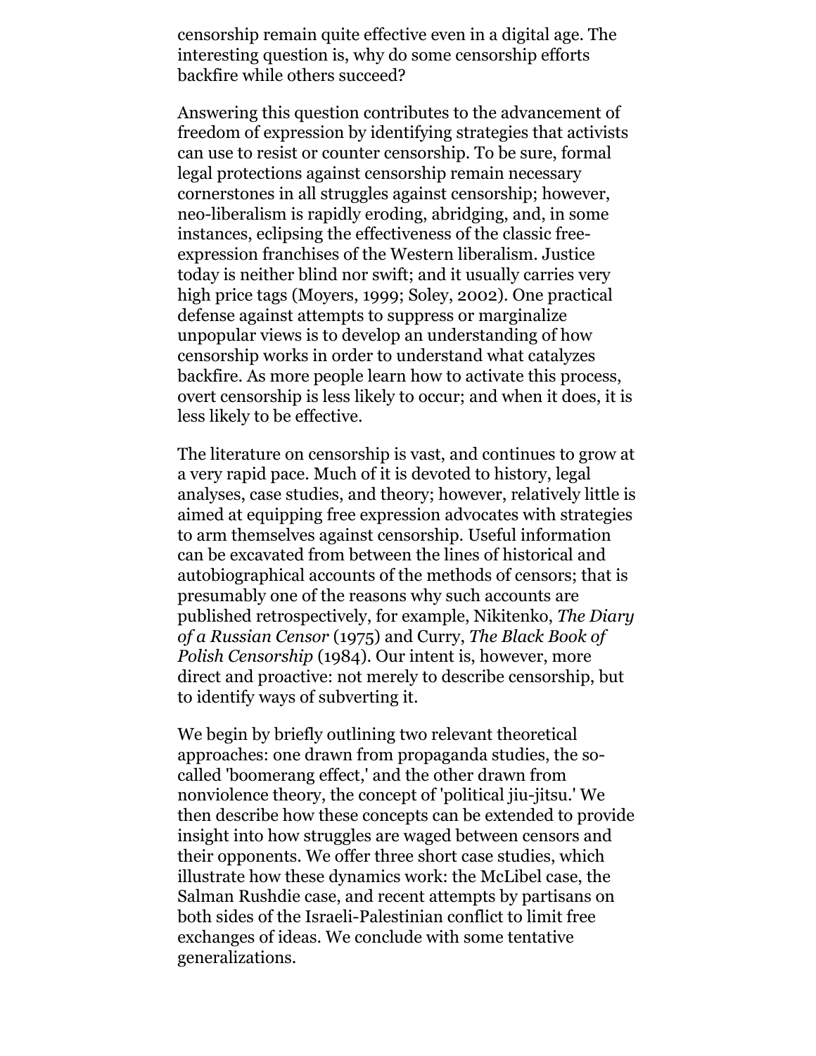censorship remain quite effective even in a digital age. The interesting question is, why do some censorship efforts backfire while others succeed?

Answering this question contributes to the advancement of freedom of expression by identifying strategies that activists can use to resist or counter censorship. To be sure, formal legal protections against censorship remain necessary cornerstones in all struggles against censorship; however, neo-liberalism is rapidly eroding, abridging, and, in some instances, eclipsing the effectiveness of the classic free-expression franchises of the Western liberalism. Justice today is neither blind nor swift; and it usually carries very high price tags (Moyers, 1999; Soley, 2002). One practical defense against attempts to suppress or marginalize unpopular views is to develop an understanding of how censorship works in order to understand what catalyzes backfire. As more people learn how to activate this process, overt censorship is less likely to occur; and when it does, it is less likely to be effective.

The literature on censorship is vast, and continues to grow at a very rapid pace. Much of it is devoted to history, legal analyses, case studies, and theory; however, relatively little is aimed at equipping free expression advocates with strategies to arm themselves against censorship. Useful information can be excavated from between the lines of historical and autobiographical accounts of the methods of censors; that is presumably one of the reasons why such accounts are published retrospectively, for example, Nikitenko, *The Diary of a Russian Censor* (1975) and Curry, *The Black Book of Polish Censorship* (1984). Our intent is, however, more direct and proactive: not merely to describe censorship, but to identify ways of subverting it.

We begin by briefly outlining two relevant theoretical approaches: one drawn from propaganda studies, the so-called 'boomerang effect,' and the other drawn from nonviolence theory, the concept of 'political jiu-jitsu.' We then describe how these concepts can be extended to provide insight into how struggles are waged between censors and their opponents. We offer three short case studies, which illustrate how these dynamics work: the McLibel case, the Salman Rushdie case, and recent attempts by partisans on both sides of the Israeli-Palestinian conflict to limit free exchanges of ideas. We conclude with some tentative generalizations.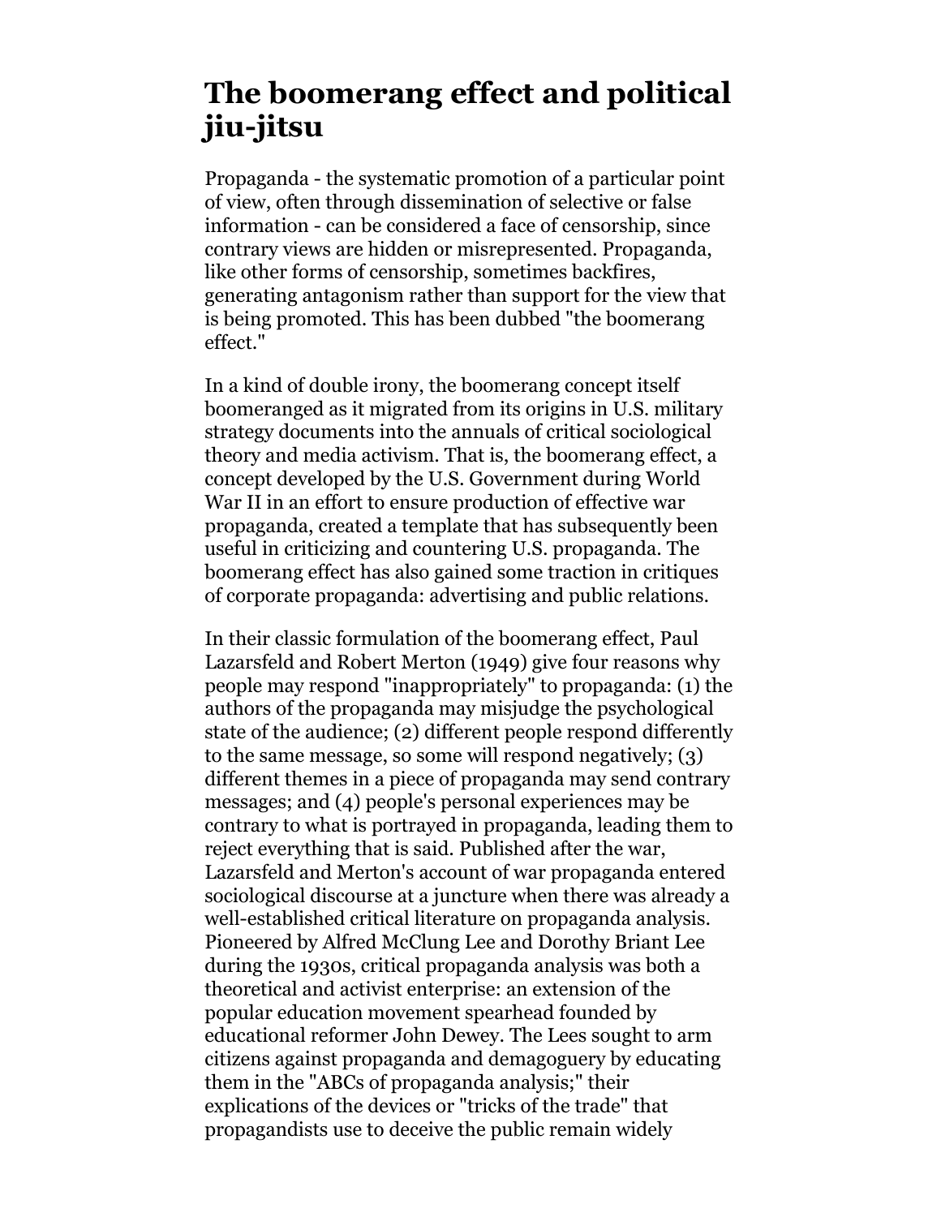# The boomerang effect and political jiu-jitsu

Propaganda - the systematic promotion of a particular point of view, often through dissemination of selective or false information - can be considered a face of censorship, since contrary views are hidden or misrepresented. Propaganda, like other forms of censorship, sometimes backfires, generating antagonism rather than support for the view that is being promoted. This has been dubbed "the boomerang effect."

In a kind of double irony, the boomerang concept itself boomeranged as it migrated from its origins in U.S. military strategy documents into the annuals of critical sociological theory and media activism. That is, the boomerang effect, a concept developed by the U.S. Government during World War II in an effort to ensure production of effective war propaganda, created a template that has subsequently been useful in criticizing and countering U.S. propaganda. The boomerang effect has also gained some traction in critiques of corporate propaganda: advertising and public relations.

In their classic formulation of the boomerang effect, Paul Lazarsfeld and Robert Merton (1949) give four reasons why people may respond "inappropriately" to propaganda: (1) the authors of the propaganda may misjudge the psychological state of the audience; (2) different people respond differently to the same message, so some will respond negatively; (3) different themes in a piece of propaganda may send contrary messages; and (4) people's personal experiences may be contrary to what is portrayed in propaganda, leading them to reject everything that is said. Published after the war, Lazarsfeld and Merton's account of war propaganda entered sociological discourse at a juncture when there was already a well-established critical literature on propaganda analysis. Pioneered by Alfred McClung Lee and Dorothy Briant Lee during the 1930s, critical propaganda analysis was both a theoretical and activist enterprise: an extension of the popular education movement spearhead founded by educational reformer John Dewey. The Lees sought to arm citizens against propaganda and demagoguery by educating them in the "ABCs of propaganda analysis;" their explications of the devices or "tricks of the trade" that propagandists use to deceive the public remain widely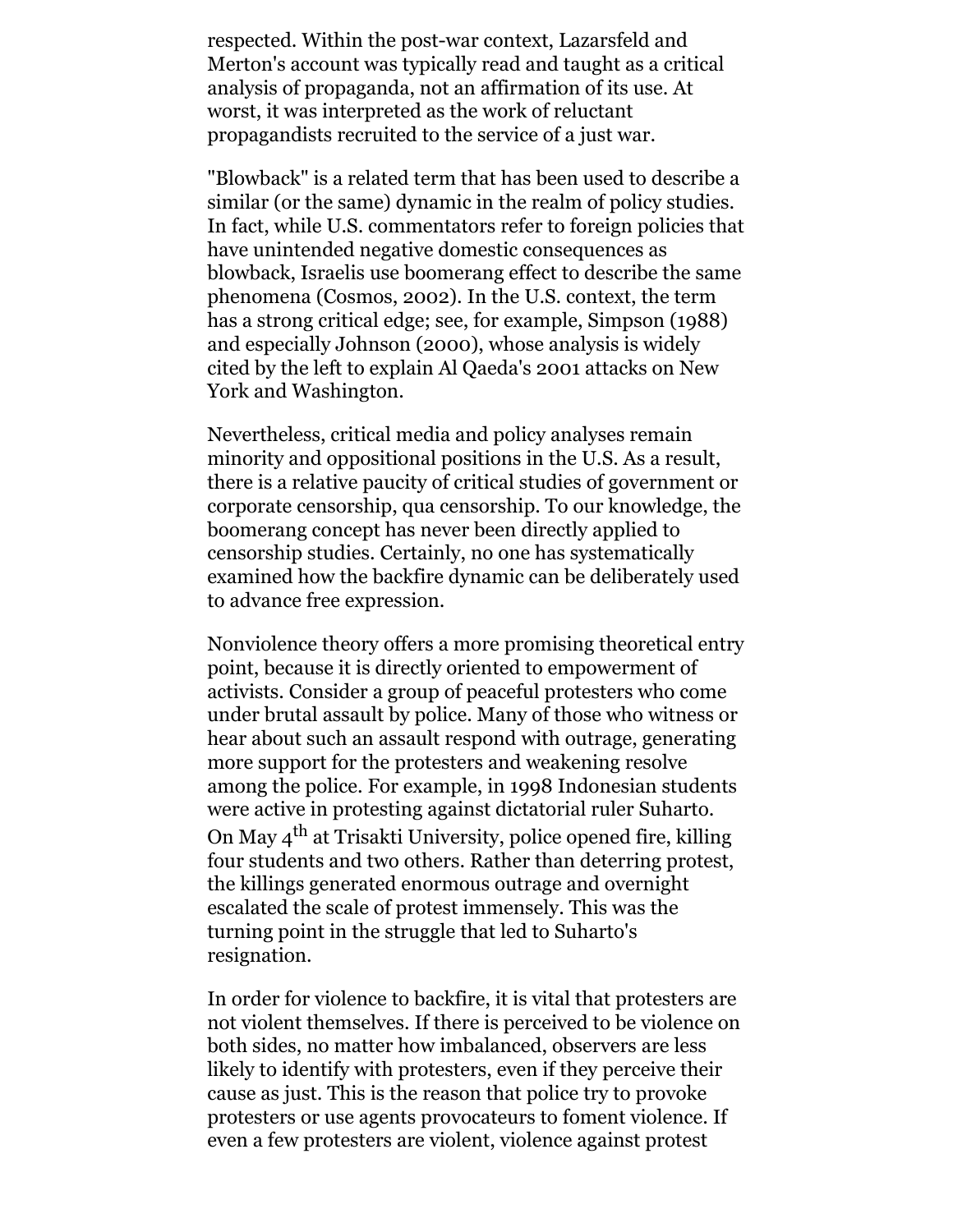respected. Within the post-war context, Lazarsfeld and Merton's account was typically read and taught as a critical analysis of propaganda, not an affirmation of its use. At worst, it was interpreted as the work of reluctant propagandists recruited to the service of a just war.

"Blowback" is a related term that has been used to describe a similar (or the same) dynamic in the realm of policy studies. In fact, while U.S. commentators refer to foreign policies that have unintended negative domestic consequences as blowback, Israelis use boomerang effect to describe the same phenomena (Cosmos, 2002). In the U.S. context, the term has a strong critical edge; see, for example, Simpson (1988) and especially Johnson (2000), whose analysis is widely cited by the left to explain Al Qaeda's 2001 attacks on New York and Washington.

Nevertheless, critical media and policy analyses remain minority and oppositional positions in the U.S. As a result, there is a relative paucity of critical studies of government or corporate censorship, qua censorship. To our knowledge, the boomerang concept has never been directly applied to censorship studies. Certainly, no one has systematically examined how the backfire dynamic can be deliberately used to advance free expression.

Nonviolence theory offers a more promising theoretical entry point, because it is directly oriented to empowerment of activists. Consider a group of peaceful protesters who come under brutal assault by police. Many of those who witness or hear about such an assault respond with outrage, generating more support for the protesters and weakening resolve among the police. For example, in 1998 Indonesian students were active in protesting against dictatorial ruler Suharto. On May 4th at Trisakti University, police opened fire, killing four students and two others. Rather than deterring protest, the killings generated enormous outrage and overnight escalated the scale of protest immensely. This was the turning point in the struggle that led to Suharto's resignation.

In order for violence to backfire, it is vital that protesters are not violent themselves. If there is perceived to be violence on both sides, no matter how imbalanced, observers are less likely to identify with protesters, even if they perceive their cause as just. This is the reason that police try to provoke protesters or use agents provocateurs to foment violence. If even a few protesters are violent, violence against protest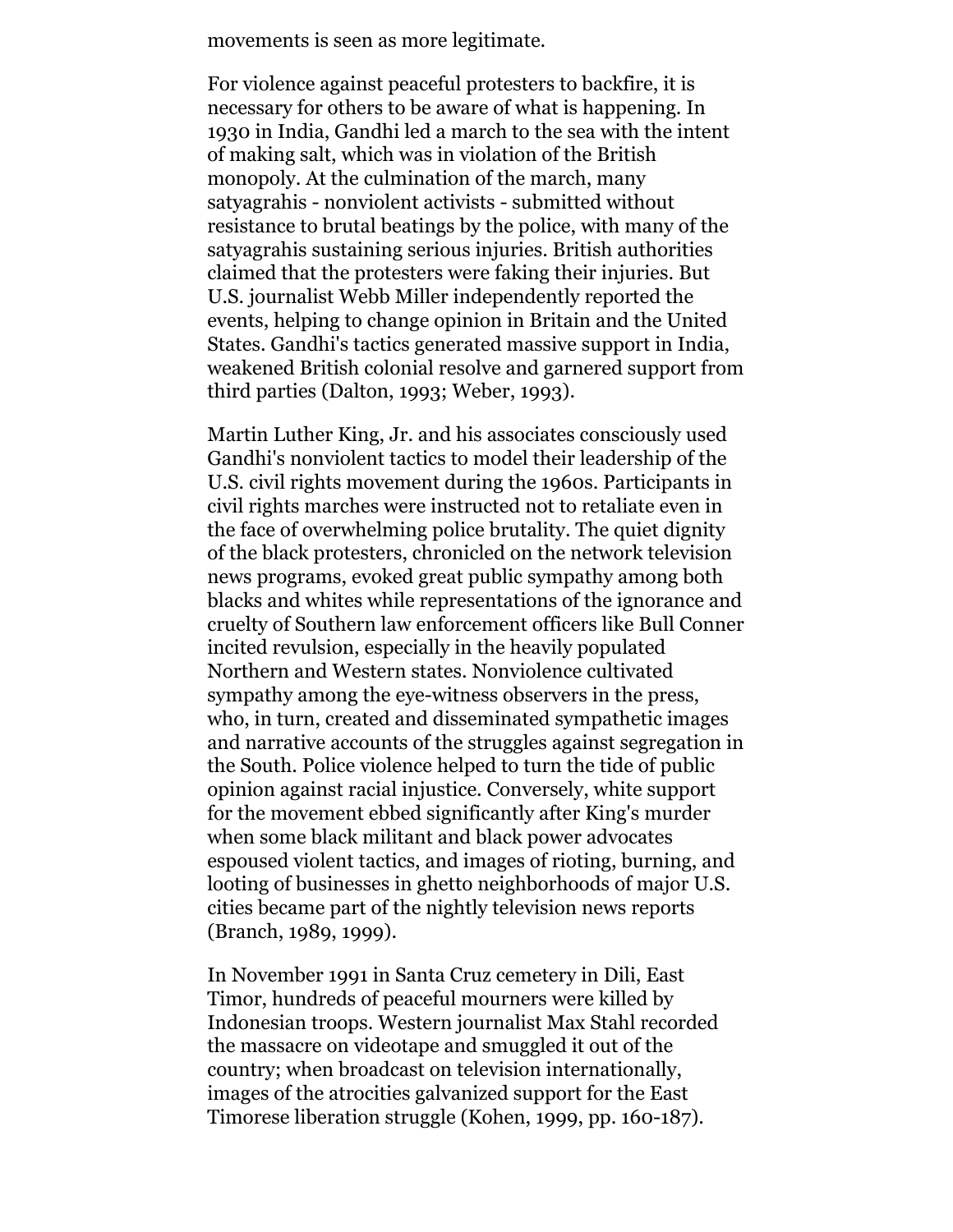movements is seen as more legitimate.

For violence against peaceful protesters to backfire, it is necessary for others to be aware of what is happening. In 1930 in India, Gandhi led a march to the sea with the intent of making salt, which was in violation of the British monopoly. At the culmination of the march, many satyagrahis - nonviolent activists - submitted without resistance to brutal beatings by the police, with many of the satyagrahis sustaining serious injuries. British authorities claimed that the protesters were faking their injuries. But U.S. journalist Webb Miller independently reported the events, helping to change opinion in Britain and the United States. Gandhi's tactics generated massive support in India, weakened British colonial resolve and garnered support from third parties (Dalton, 1993; Weber, 1993).

Martin Luther King, Jr. and his associates consciously used Gandhi's nonviolent tactics to model their leadership of the U.S. civil rights movement during the 1960s. Participants in civil rights marches were instructed not to retaliate even in the face of overwhelming police brutality. The quiet dignity of the black protesters, chronicled on the network television news programs, evoked great public sympathy among both blacks and whites while representations of the ignorance and cruelty of Southern law enforcement officers like Bull Conner incited revulsion, especially in the heavily populated Northern and Western states. Nonviolence cultivated sympathy among the eye-witness observers in the press, who, in turn, created and disseminated sympathetic images and narrative accounts of the struggles against segregation in the South. Police violence helped to turn the tide of public opinion against racial injustice. Conversely, white support for the movement ebbed significantly after King's murder when some black militant and black power advocates espoused violent tactics, and images of rioting, burning, and looting of businesses in ghetto neighborhoods of major U.S. cities became part of the nightly television news reports (Branch, 1989, 1999).

In November 1991 in Santa Cruz cemetery in Dili, East Timor, hundreds of peaceful mourners were killed by Indonesian troops. Western journalist Max Stahl recorded the massacre on videotape and smuggled it out of the country; when broadcast on television internationally, images of the atrocities galvanized support for the East Timorese liberation struggle (Kohen, 1999, pp. 160-187).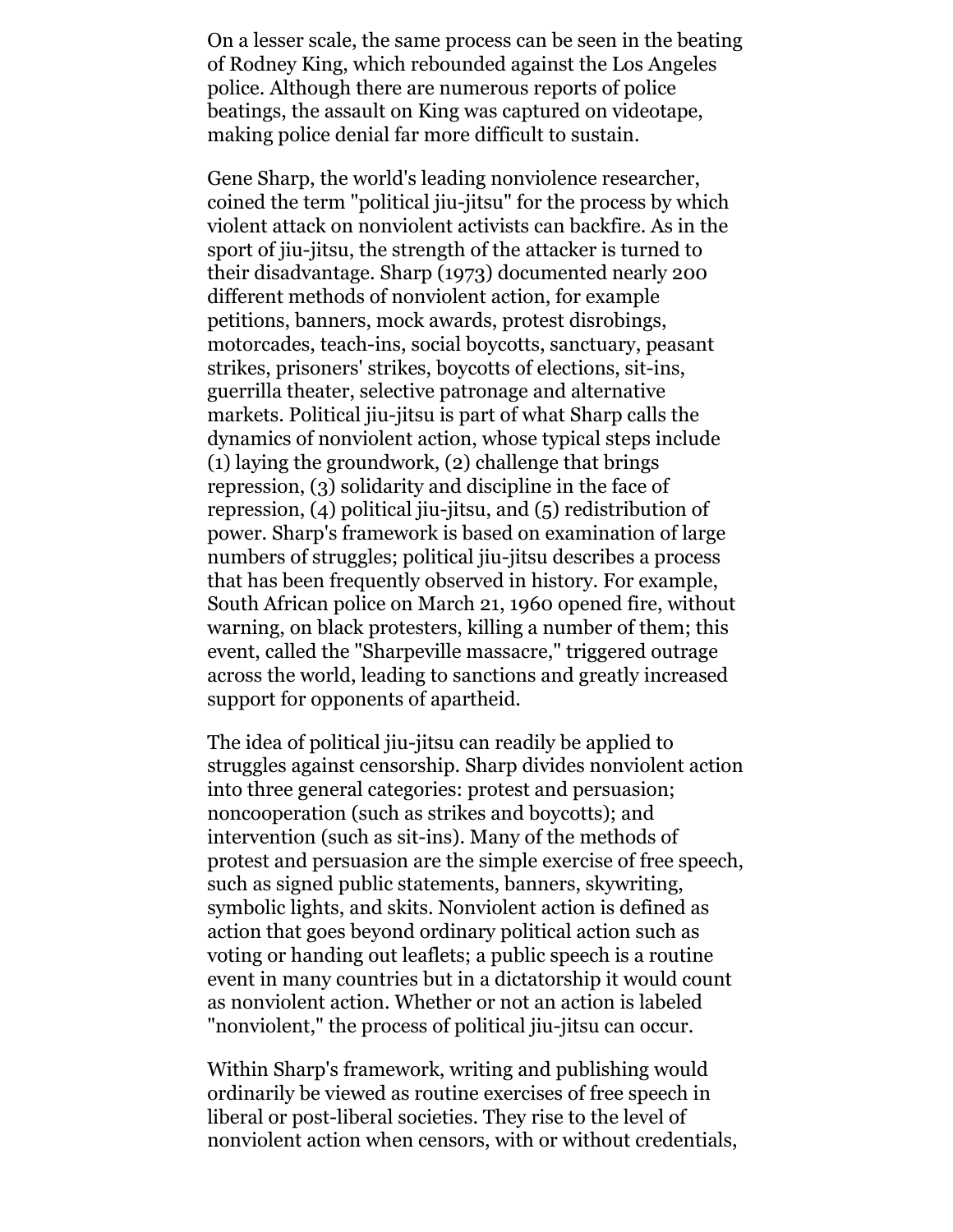On a lesser scale, the same process can be seen in the beating of Rodney King, which rebounded against the Los Angeles police. Although there are numerous reports of police beatings, the assault on King was captured on videotape, making police denial far more difficult to sustain.

Gene Sharp, the world's leading nonviolence researcher, coined the term "political jiu-jitsu" for the process by which violent attack on nonviolent activists can backfire. As in the sport of jiu-jitsu, the strength of the attacker is turned to their disadvantage. Sharp (1973) documented nearly 200 different methods of nonviolent action, for example petitions, banners, mock awards, protest disrobings, motorcades, teach-ins, social boycotts, sanctuary, peasant strikes, prisoners' strikes, boycotts of elections, sit-ins, guerrilla theater, selective patronage and alternative markets. Political jiu-jitsu is part of what Sharp calls the dynamics of nonviolent action, whose typical steps include (1) laying the groundwork, (2) challenge that brings repression, (3) solidarity and discipline in the face of repression, (4) political jiu-jitsu, and (5) redistribution of power. Sharp's framework is based on examination of large numbers of struggles; political jiu-jitsu describes a process that has been frequently observed in history. For example, South African police on March 21, 1960 opened fire, without warning, on black protesters, killing a number of them; this event, called the "Sharpeville massacre," triggered outrage across the world, leading to sanctions and greatly increased support for opponents of apartheid.

The idea of political jiu-jitsu can readily be applied to struggles against censorship. Sharp divides nonviolent action into three general categories: protest and persuasion; noncooperation (such as strikes and boycotts); and intervention (such as sit-ins). Many of the methods of protest and persuasion are the simple exercise of free speech, such as signed public statements, banners, skywriting, symbolic lights, and skits. Nonviolent action is defined as action that goes beyond ordinary political action such as voting or handing out leaflets; a public speech is a routine event in many countries but in a dictatorship it would count as nonviolent action. Whether or not an action is labeled "nonviolent," the process of political jiu-jitsu can occur.

Within Sharp's framework, writing and publishing would ordinarily be viewed as routine exercises of free speech in liberal or post-liberal societies. They rise to the level of nonviolent action when censors, with or without credentials,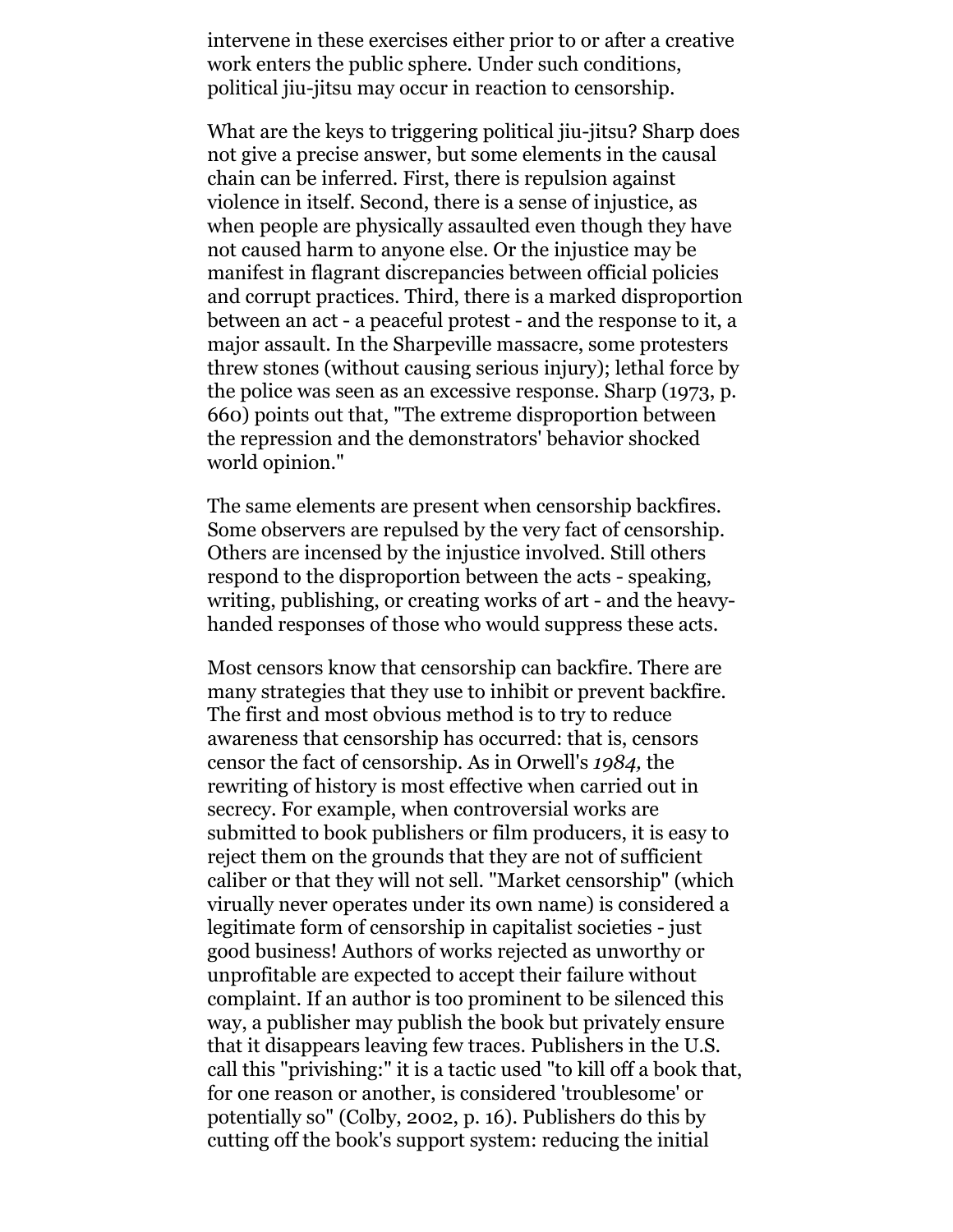intervene in these exercises either prior to or after a creative work enters the public sphere. Under such conditions, political jiu-jitsu may occur in reaction to censorship.

What are the keys to triggering political jiu-jitsu? Sharp does not give a precise answer, but some elements in the causal chain can be inferred. First, there is repulsion against violence in itself. Second, there is a sense of injustice, as when people are physically assaulted even though they have not caused harm to anyone else. Or the injustice may be manifest in flagrant discrepancies between official policies and corrupt practices. Third, there is a marked disproportion between an act - a peaceful protest - and the response to it, a major assault. In the Sharpeville massacre, some protesters threw stones (without causing serious injury); lethal force by the police was seen as an excessive response. Sharp (1973, p. 660) points out that, "The extreme disproportion between the repression and the demonstrators' behavior shocked world opinion."

The same elements are present when censorship backfires. Some observers are repulsed by the very fact of censorship. Others are incensed by the injustice involved. Still others respond to the disproportion between the acts - speaking, writing, publishing, or creating works of art - and the heavy-handed responses of those who would suppress these acts.

Most censors know that censorship can backfire. There are many strategies that they use to inhibit or prevent backfire. The first and most obvious method is to try to reduce awareness that censorship has occurred: that is, censors censor the fact of censorship. As in Orwell's *1984,* the rewriting of history is most effective when carried out in secrecy. For example, when controversial works are submitted to book publishers or film producers, it is easy to reject them on the grounds that they are not of sufficient caliber or that they will not sell. "Market censorship" (which virually never operates under its own name) is considered a legitimate form of censorship in capitalist societies - just good business! Authors of works rejected as unworthy or unprofitable are expected to accept their failure without complaint. If an author is too prominent to be silenced this way, a publisher may publish the book but privately ensure that it disappears leaving few traces. Publishers in the U.S. call this "privishing:" it is a tactic used "to kill off a book that, for one reason or another, is considered 'troublesome' or potentially so" (Colby, 2002, p. 16). Publishers do this by cutting off the book's support system: reducing the initial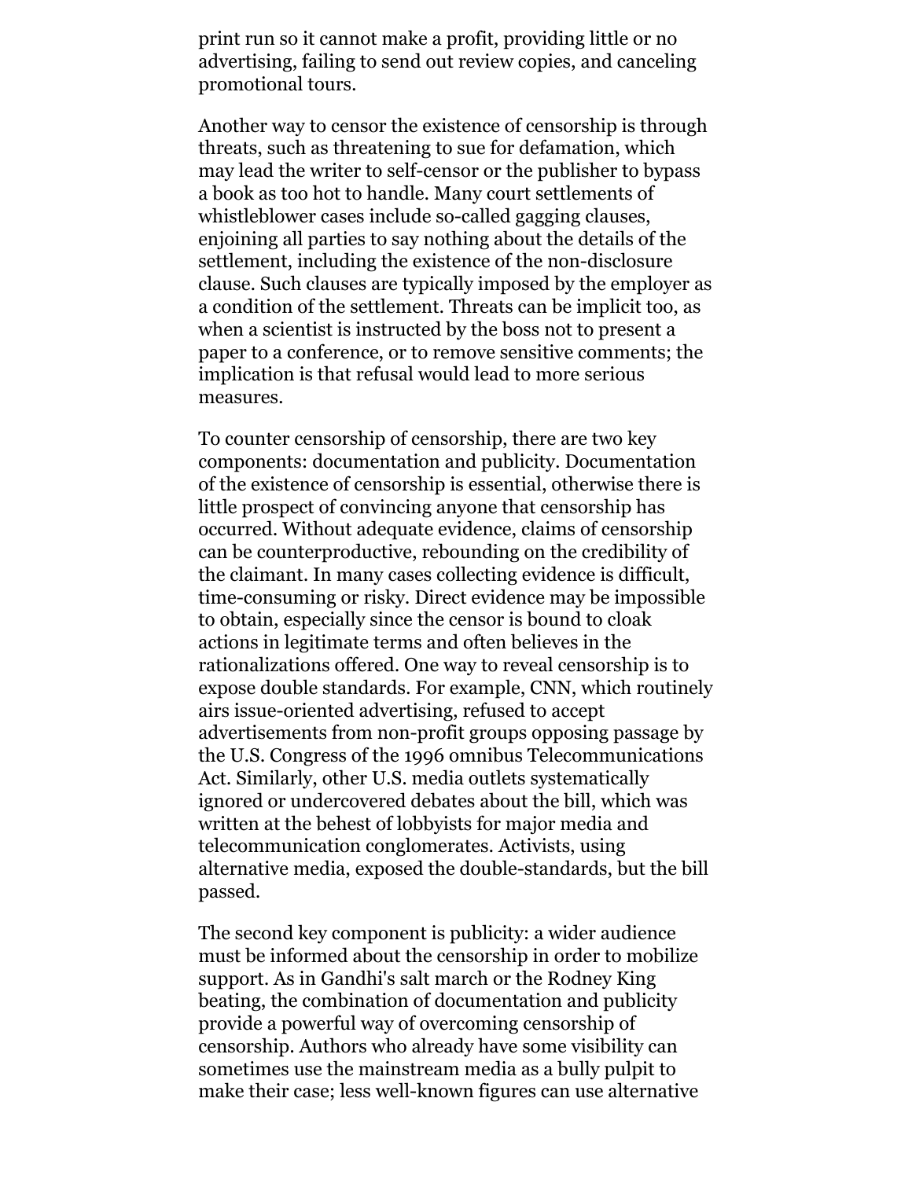print run so it cannot make a profit, providing little or no advertising, failing to send out review copies, and canceling promotional tours.

Another way to censor the existence of censorship is through threats, such as threatening to sue for defamation, which may lead the writer to self-censor or the publisher to bypass a book as too hot to handle. Many court settlements of whistleblower cases include so-called gagging clauses, enjoining all parties to say nothing about the details of the settlement, including the existence of the non-disclosure clause. Such clauses are typically imposed by the employer as a condition of the settlement. Threats can be implicit too, as when a scientist is instructed by the boss not to present a paper to a conference, or to remove sensitive comments; the implication is that refusal would lead to more serious measures.

To counter censorship of censorship, there are two key components: documentation and publicity. Documentation of the existence of censorship is essential, otherwise there is little prospect of convincing anyone that censorship has occurred. Without adequate evidence, claims of censorship can be counterproductive, rebounding on the credibility of the claimant. In many cases collecting evidence is difficult, time-consuming or risky. Direct evidence may be impossible to obtain, especially since the censor is bound to cloak actions in legitimate terms and often believes in the rationalizations offered. One way to reveal censorship is to expose double standards. For example, CNN, which routinely airs issue-oriented advertising, refused to accept advertisements from non-profit groups opposing passage by the U.S. Congress of the 1996 omnibus Telecommunications Act. Similarly, other U.S. media outlets systematically ignored or undercovered debates about the bill, which was written at the behest of lobbyists for major media and telecommunication conglomerates. Activists, using alternative media, exposed the double-standards, but the bill passed.

The second key component is publicity: a wider audience must be informed about the censorship in order to mobilize support. As in Gandhi's salt march or the Rodney King beating, the combination of documentation and publicity provide a powerful way of overcoming censorship of censorship. Authors who already have some visibility can sometimes use the mainstream media as a bully pulpit to make their case; less well-known figures can use alternative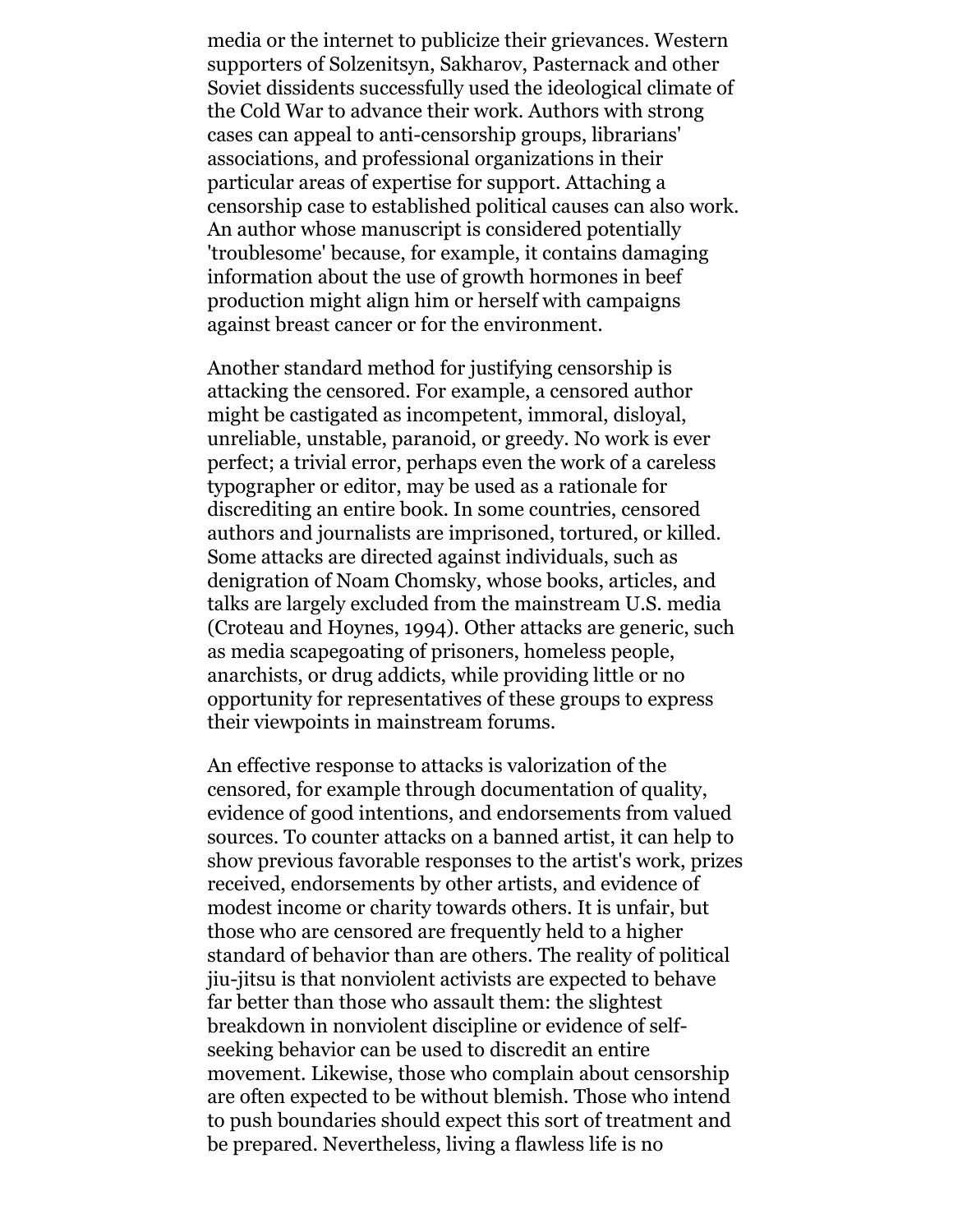media or the internet to publicize their grievances. Western supporters of Solzenitsyn, Sakharov, Pasternack and other Soviet dissidents successfully used the ideological climate of the Cold War to advance their work. Authors with strong cases can appeal to anti-censorship groups, librarians' associations, and professional organizations in their particular areas of expertise for support. Attaching a censorship case to established political causes can also work. An author whose manuscript is considered potentially 'troublesome' because, for example, it contains damaging information about the use of growth hormones in beef production might align him or herself with campaigns against breast cancer or for the environment.

Another standard method for justifying censorship is attacking the censored. For example, a censored author might be castigated as incompetent, immoral, disloyal, unreliable, unstable, paranoid, or greedy. No work is ever perfect; a trivial error, perhaps even the work of a careless typographer or editor, may be used as a rationale for discrediting an entire book. In some countries, censored authors and journalists are imprisoned, tortured, or killed. Some attacks are directed against individuals, such as denigration of Noam Chomsky, whose books, articles, and talks are largely excluded from the mainstream U.S. media (Croteau and Hoynes, 1994). Other attacks are generic, such as media scapegoating of prisoners, homeless people, anarchists, or drug addicts, while providing little or no opportunity for representatives of these groups to express their viewpoints in mainstream forums.

An effective response to attacks is valorization of the censored, for example through documentation of quality, evidence of good intentions, and endorsements from valued sources. To counter attacks on a banned artist, it can help to show previous favorable responses to the artist's work, prizes received, endorsements by other artists, and evidence of modest income or charity towards others. It is unfair, but those who are censored are frequently held to a higher standard of behavior than are others. The reality of political jiu-jitsu is that nonviolent activists are expected to behave far better than those who assault them: the slightest breakdown in nonviolent discipline or evidence of self-seeking behavior can be used to discredit an entire movement. Likewise, those who complain about censorship are often expected to be without blemish. Those who intend to push boundaries should expect this sort of treatment and be prepared. Nevertheless, living a flawless life is no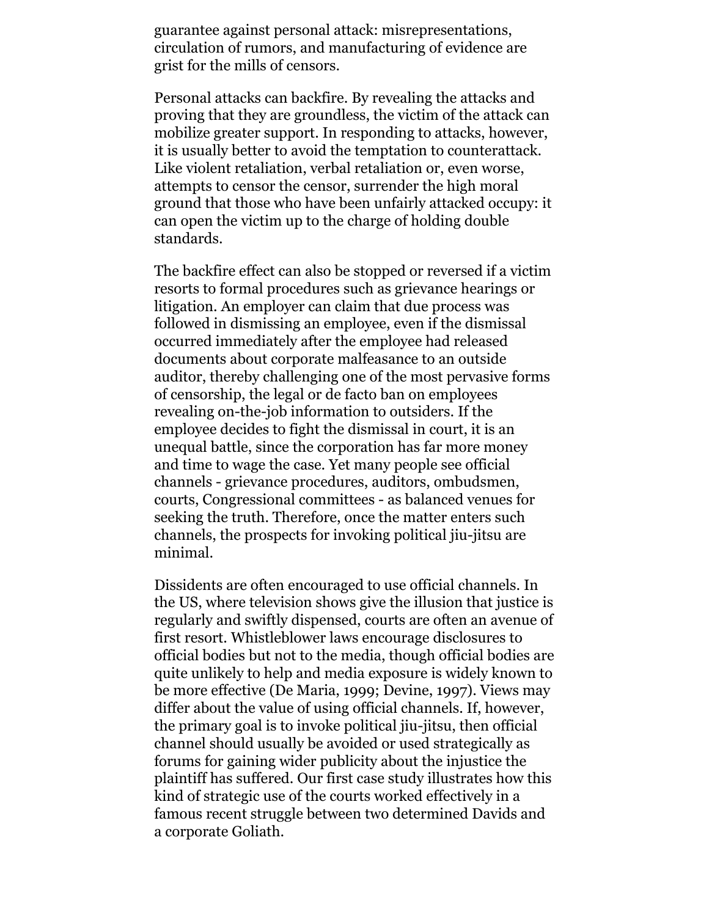guarantee against personal attack: misrepresentations, circulation of rumors, and manufacturing of evidence are grist for the mills of censors.

Personal attacks can backfire. By revealing the attacks and proving that they are groundless, the victim of the attack can mobilize greater support. In responding to attacks, however, it is usually better to avoid the temptation to counterattack. Like violent retaliation, verbal retaliation or, even worse, attempts to censor the censor, surrender the high moral ground that those who have been unfairly attacked occupy: it can open the victim up to the charge of holding double standards.

The backfire effect can also be stopped or reversed if a victim resorts to formal procedures such as grievance hearings or litigation. An employer can claim that due process was followed in dismissing an employee, even if the dismissal occurred immediately after the employee had released documents about corporate malfeasance to an outside auditor, thereby challenging one of the most pervasive forms of censorship, the legal or de facto ban on employees revealing on-the-job information to outsiders. If the employee decides to fight the dismissal in court, it is an unequal battle, since the corporation has far more money and time to wage the case. Yet many people see official channels - grievance procedures, auditors, ombudsmen, courts, Congressional committees - as balanced venues for seeking the truth. Therefore, once the matter enters such channels, the prospects for invoking political jiu-jitsu are minimal.

Dissidents are often encouraged to use official channels. In the US, where television shows give the illusion that justice is regularly and swiftly dispensed, courts are often an avenue of first resort. Whistleblower laws encourage disclosures to official bodies but not to the media, though official bodies are quite unlikely to help and media exposure is widely known to be more effective (De Maria, 1999; Devine, 1997). Views may differ about the value of using official channels. If, however, the primary goal is to invoke political jiu-jitsu, then official channel should usually be avoided or used strategically as forums for gaining wider publicity about the injustice the plaintiff has suffered. Our first case study illustrates how this kind of strategic use of the courts worked effectively in a famous recent struggle between two determined Davids and a corporate Goliath.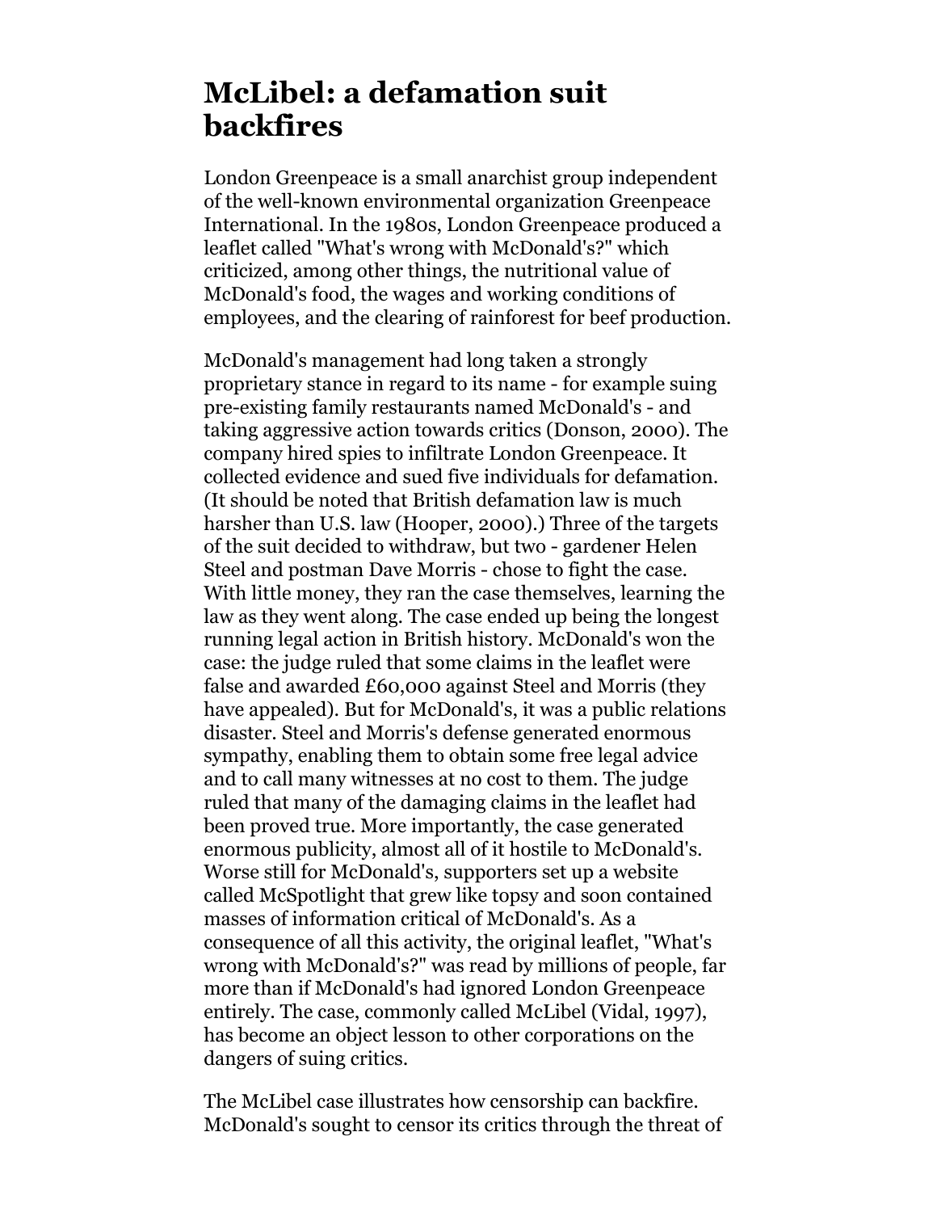## McLibel: a defamation suit backfires

London Greenpeace is a small anarchist group independent of the well-known environmental organization Greenpeace International. In the 1980s, London Greenpeace produced a leaflet called "What's wrong with McDonald's?" which criticized, among other things, the nutritional value of McDonald's food, the wages and working conditions of employees, and the clearing of rainforest for beef production.

McDonald's management had long taken a strongly proprietary stance in regard to its name - for example suing pre-existing family restaurants named McDonald's - and taking aggressive action towards critics (Donson, 2000). The company hired spies to infiltrate London Greenpeace. It collected evidence and sued five individuals for defamation. (It should be noted that British defamation law is much harsher than U.S. law (Hooper, 2000).) Three of the targets of the suit decided to withdraw, but two - gardener Helen Steel and postman Dave Morris - chose to fight the case. With little money, they ran the case themselves, learning the law as they went along. The case ended up being the longest running legal action in British history. McDonald's won the case: the judge ruled that some claims in the leaflet were false and awarded £60,000 against Steel and Morris (they have appealed). But for McDonald's, it was a public relations disaster. Steel and Morris's defense generated enormous sympathy, enabling them to obtain some free legal advice and to call many witnesses at no cost to them. The judge ruled that many of the damaging claims in the leaflet had been proved true. More importantly, the case generated enormous publicity, almost all of it hostile to McDonald's. Worse still for McDonald's, supporters set up a website called McSpotlight that grew like topsy and soon contained masses of information critical of McDonald's. As a consequence of all this activity, the original leaflet, "What's wrong with McDonald's?" was read by millions of people, far more than if McDonald's had ignored London Greenpeace entirely. The case, commonly called McLibel (Vidal, 1997), has become an object lesson to other corporations on the dangers of suing critics.

The McLibel case illustrates how censorship can backfire. McDonald's sought to censor its critics through the threat of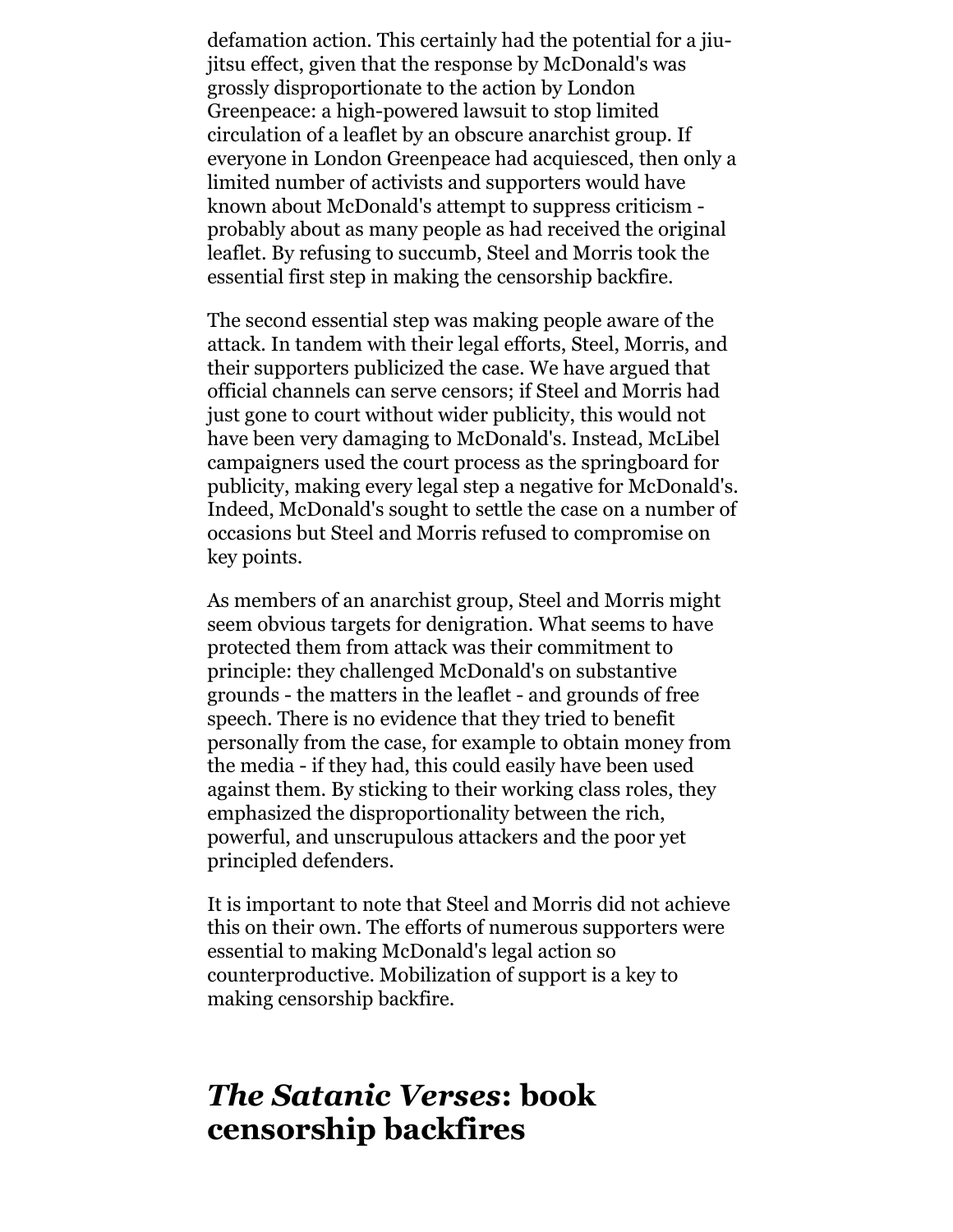defamation action. This certainly had the potential for a jiu-jitsu effect, given that the response by McDonald's was grossly disproportionate to the action by London Greenpeace: a high-powered lawsuit to stop limited circulation of a leaflet by an obscure anarchist group. If everyone in London Greenpeace had acquiesced, then only a limited number of activists and supporters would have known about McDonald's attempt to suppress criticism - probably about as many people as had received the original leaflet. By refusing to succumb, Steel and Morris took the essential first step in making the censorship backfire.

The second essential step was making people aware of the attack. In tandem with their legal efforts, Steel, Morris, and their supporters publicized the case. We have argued that official channels can serve censors; if Steel and Morris had just gone to court without wider publicity, this would not have been very damaging to McDonald's. Instead, McLibel campaigners used the court process as the springboard for publicity, making every legal step a negative for McDonald's. Indeed, McDonald's sought to settle the case on a number of occasions but Steel and Morris refused to compromise on key points.

As members of an anarchist group, Steel and Morris might seem obvious targets for denigration. What seems to have protected them from attack was their commitment to principle: they challenged McDonald's on substantive grounds - the matters in the leaflet - and grounds of free speech. There is no evidence that they tried to benefit personally from the case, for example to obtain money from the media - if they had, this could easily have been used against them. By sticking to their working class roles, they emphasized the disproportionality between the rich, powerful, and unscrupulous attackers and the poor yet principled defenders.

It is important to note that Steel and Morris did not achieve this on their own. The efforts of numerous supporters were essential to making McDonald's legal action so counterproductive. Mobilization of support is a key to making censorship backfire.

## *The Satanic Verses*: book censorship backfires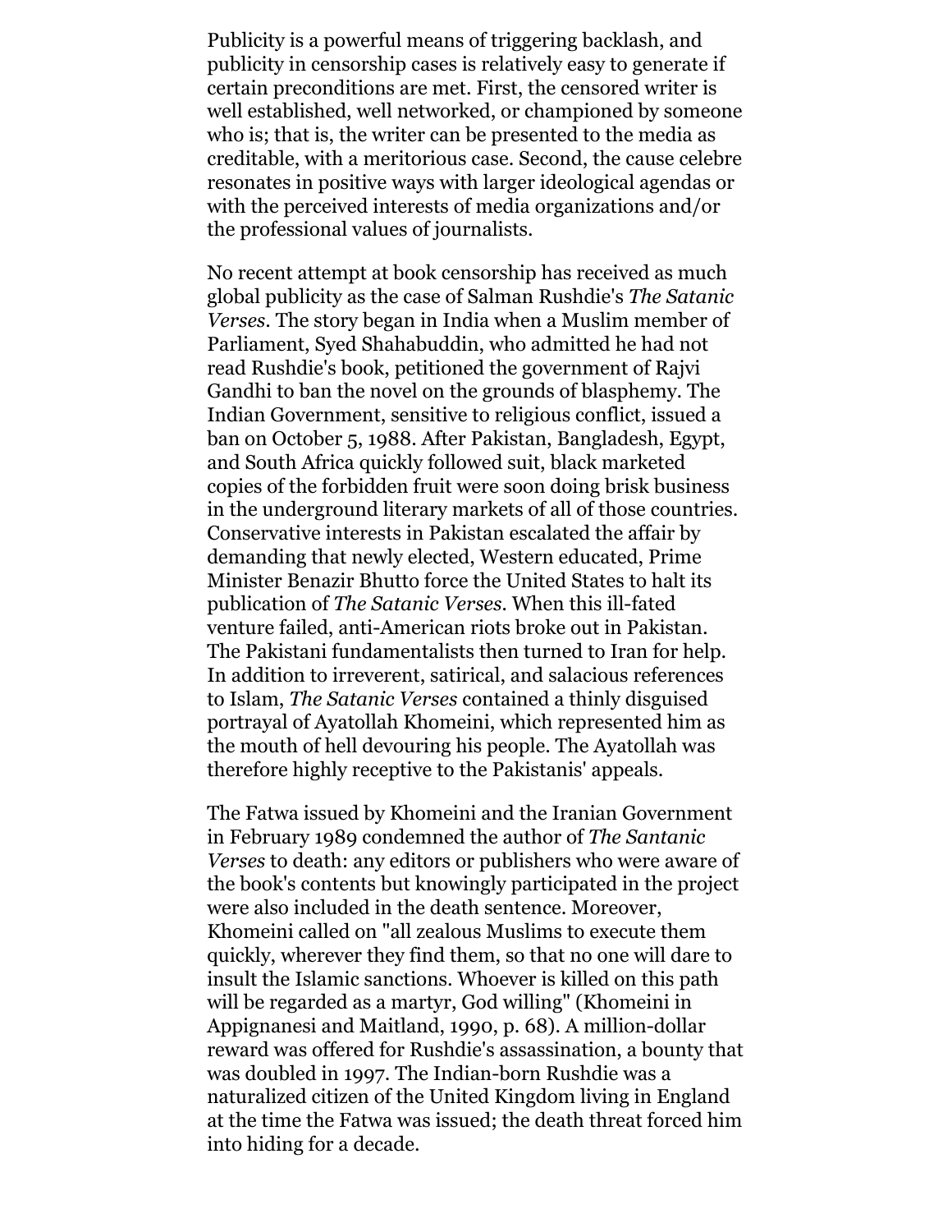Publicity is a powerful means of triggering backlash, and publicity in censorship cases is relatively easy to generate if certain preconditions are met. First, the censored writer is well established, well networked, or championed by someone who is; that is, the writer can be presented to the media as creditable, with a meritorious case. Second, the cause celebre resonates in positive ways with larger ideological agendas or with the perceived interests of media organizations and/or the professional values of journalists.

No recent attempt at book censorship has received as much global publicity as the case of Salman Rushdie's *The Satanic Verses*. The story began in India when a Muslim member of Parliament, Syed Shahabuddin, who admitted he had not read Rushdie's book, petitioned the government of Rajvi Gandhi to ban the novel on the grounds of blasphemy. The Indian Government, sensitive to religious conflict, issued a ban on October 5, 1988. After Pakistan, Bangladesh, Egypt, and South Africa quickly followed suit, black marketed copies of the forbidden fruit were soon doing brisk business in the underground literary markets of all of those countries. Conservative interests in Pakistan escalated the affair by demanding that newly elected, Western educated, Prime Minister Benazir Bhutto force the United States to halt its publication of *The Satanic Verses*. When this ill-fated venture failed, anti-American riots broke out in Pakistan. The Pakistani fundamentalists then turned to Iran for help. In addition to irreverent, satirical, and salacious references to Islam, *The Satanic Verses* contained a thinly disguised portrayal of Ayatollah Khomeini, which represented him as the mouth of hell devouring his people. The Ayatollah was therefore highly receptive to the Pakistanis' appeals.

The Fatwa issued by Khomeini and the Iranian Government in February 1989 condemned the author of *The Santanic Verses* to death: any editors or publishers who were aware of the book's contents but knowingly participated in the project were also included in the death sentence. Moreover, Khomeini called on "all zealous Muslims to execute them quickly, wherever they find them, so that no one will dare to insult the Islamic sanctions. Whoever is killed on this path will be regarded as a martyr, God willing" (Khomeini in Appignanesi and Maitland, 1990, p. 68). A million-dollar reward was offered for Rushdie's assassination, a bounty that was doubled in 1997. The Indian-born Rushdie was a naturalized citizen of the United Kingdom living in England at the time the Fatwa was issued; the death threat forced him into hiding for a decade.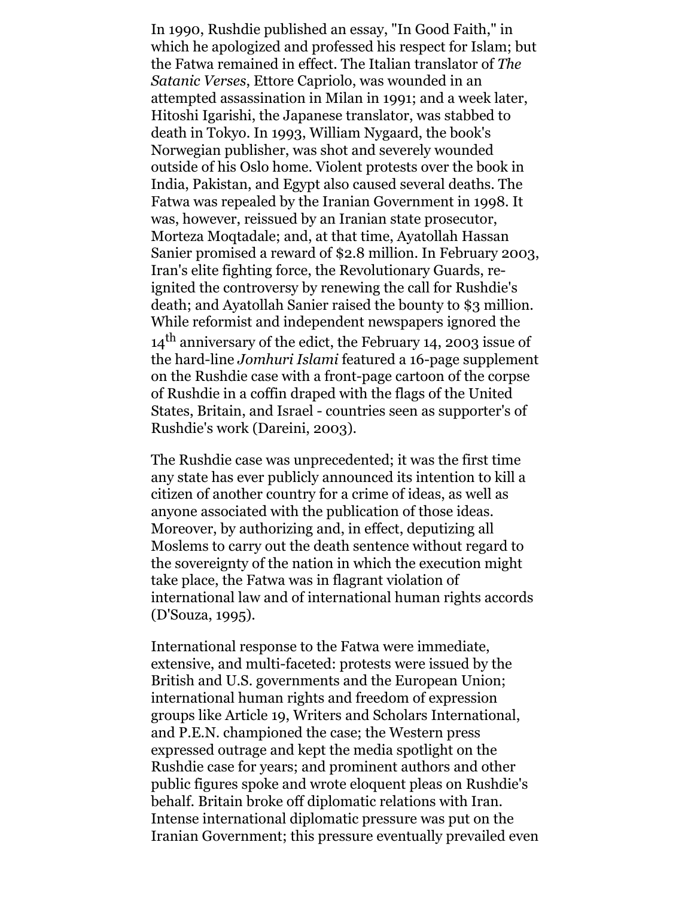In 1990, Rushdie published an essay, "In Good Faith," in which he apologized and professed his respect for Islam; but the Fatwa remained in effect. The Italian translator of *The Satanic Verses*, Ettore Capriolo, was wounded in an attempted assassination in Milan in 1991; and a week later, Hitoshi Igarishi, the Japanese translator, was stabbed to death in Tokyo. In 1993, William Nygaard, the book's Norwegian publisher, was shot and severely wounded outside of his Oslo home. Violent protests over the book in India, Pakistan, and Egypt also caused several deaths. The Fatwa was repealed by the Iranian Government in 1998. It was, however, reissued by an Iranian state prosecutor, Morteza Moqtadale; and, at that time, Ayatollah Hassan Sanier promised a reward of $2.8 million. In February 2003, Iran's elite fighting force, the Revolutionary Guards, re-ignited the controversy by renewing the call for Rushdie's death; and Ayatollah Sanier raised the bounty to $3 million. While reformist and independent newspapers ignored the 14th anniversary of the edict, the February 14, 2003 issue of the hard-line *Jomhuri Islami* featured a 16-page supplement on the Rushdie case with a front-page cartoon of the corpse of Rushdie in a coffin draped with the flags of the United States, Britain, and Israel - countries seen as supporter's of Rushdie's work (Dareini, 2003).

The Rushdie case was unprecedented; it was the first time any state has ever publicly announced its intention to kill a citizen of another country for a crime of ideas, as well as anyone associated with the publication of those ideas. Moreover, by authorizing and, in effect, deputizing all Moslems to carry out the death sentence without regard to the sovereignty of the nation in which the execution might take place, the Fatwa was in flagrant violation of international law and of international human rights accords (D'Souza, 1995).

International response to the Fatwa were immediate, extensive, and multi-faceted: protests were issued by the British and U.S. governments and the European Union; international human rights and freedom of expression groups like Article 19, Writers and Scholars International, and P.E.N. championed the case; the Western press expressed outrage and kept the media spotlight on the Rushdie case for years; and prominent authors and other public figures spoke and wrote eloquent pleas on Rushdie's behalf. Britain broke off diplomatic relations with Iran. Intense international diplomatic pressure was put on the Iranian Government; this pressure eventually prevailed even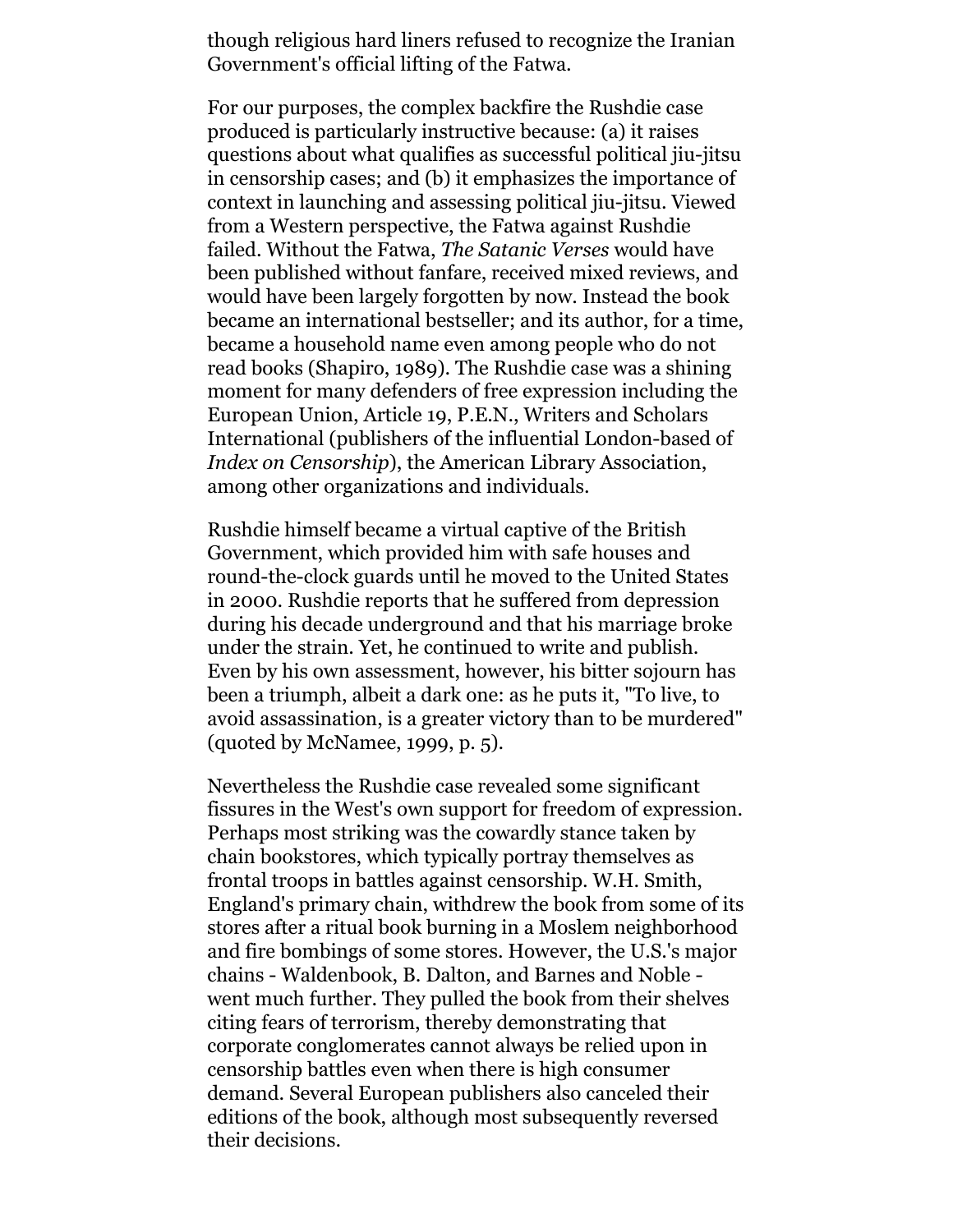though religious hard liners refused to recognize the Iranian Government's official lifting of the Fatwa.

For our purposes, the complex backfire the Rushdie case produced is particularly instructive because: (a) it raises questions about what qualifies as successful political jiu-jitsu in censorship cases; and (b) it emphasizes the importance of context in launching and assessing political jiu-jitsu. Viewed from a Western perspective, the Fatwa against Rushdie failed. Without the Fatwa, *The Satanic Verses* would have been published without fanfare, received mixed reviews, and would have been largely forgotten by now. Instead the book became an international bestseller; and its author, for a time, became a household name even among people who do not read books (Shapiro, 1989). The Rushdie case was a shining moment for many defenders of free expression including the European Union, Article 19, P.E.N., Writers and Scholars International (publishers of the influential London-based of *Index on Censorship*), the American Library Association, among other organizations and individuals.

Rushdie himself became a virtual captive of the British Government, which provided him with safe houses and round-the-clock guards until he moved to the United States in 2000. Rushdie reports that he suffered from depression during his decade underground and that his marriage broke under the strain. Yet, he continued to write and publish. Even by his own assessment, however, his bitter sojourn has been a triumph, albeit a dark one: as he puts it, "To live, to avoid assassination, is a greater victory than to be murdered" (quoted by McNamee, 1999, p. 5).

Nevertheless the Rushdie case revealed some significant fissures in the West's own support for freedom of expression. Perhaps most striking was the cowardly stance taken by chain bookstores, which typically portray themselves as frontal troops in battles against censorship. W.H. Smith, England's primary chain, withdrew the book from some of its stores after a ritual book burning in a Moslem neighborhood and fire bombings of some stores. However, the U.S.'s major chains - Waldenbook, B. Dalton, and Barnes and Noble - went much further. They pulled the book from their shelves citing fears of terrorism, thereby demonstrating that corporate conglomerates cannot always be relied upon in censorship battles even when there is high consumer demand. Several European publishers also canceled their editions of the book, although most subsequently reversed their decisions.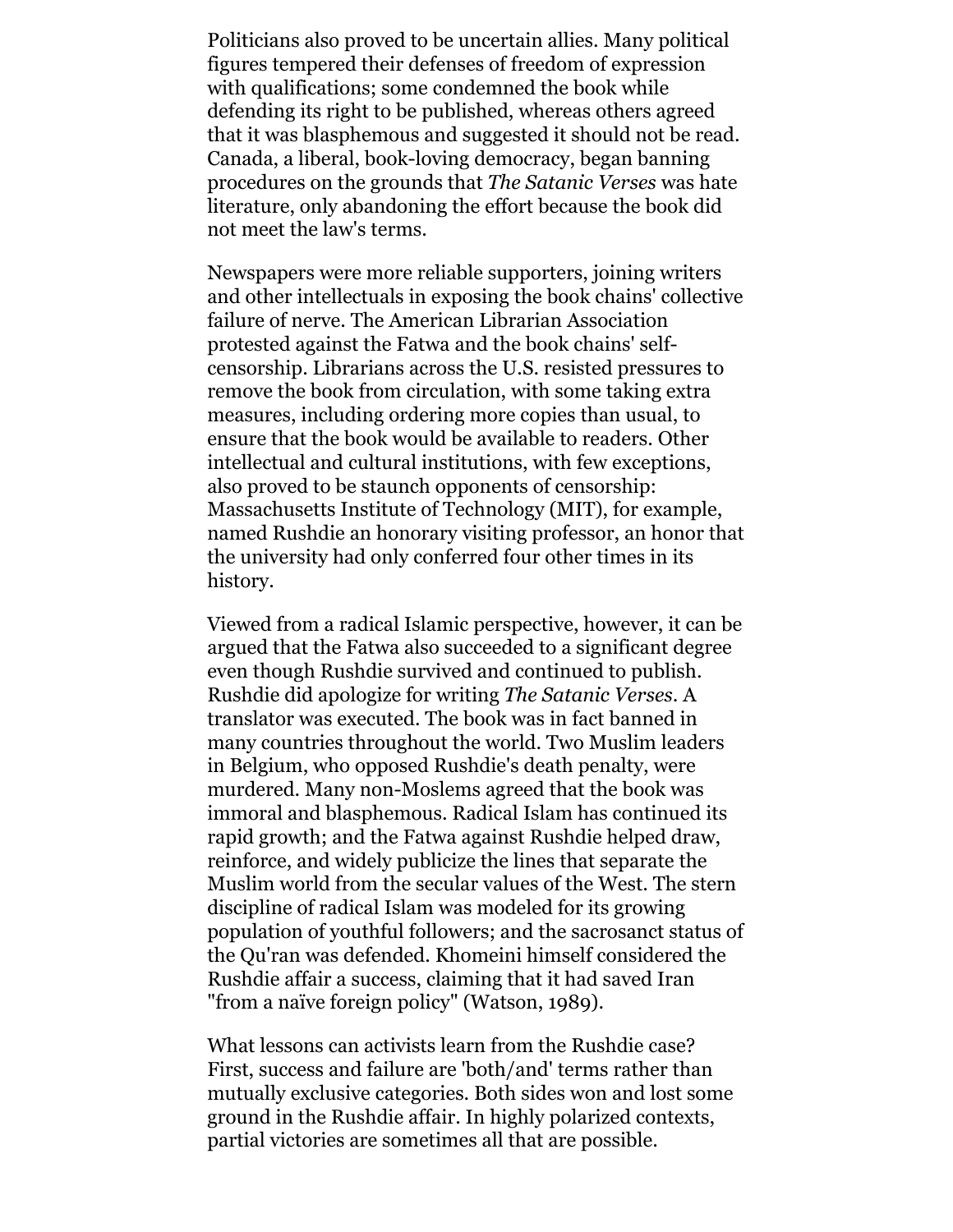Politicians also proved to be uncertain allies. Many political figures tempered their defenses of freedom of expression with qualifications; some condemned the book while defending its right to be published, whereas others agreed that it was blasphemous and suggested it should not be read. Canada, a liberal, book-loving democracy, began banning procedures on the grounds that *The Satanic Verses* was hate literature, only abandoning the effort because the book did not meet the law's terms.

Newspapers were more reliable supporters, joining writers and other intellectuals in exposing the book chains' collective failure of nerve. The American Librarian Association protested against the Fatwa and the book chains' self-censorship. Librarians across the U.S. resisted pressures to remove the book from circulation, with some taking extra measures, including ordering more copies than usual, to ensure that the book would be available to readers. Other intellectual and cultural institutions, with few exceptions, also proved to be staunch opponents of censorship: Massachusetts Institute of Technology (MIT), for example, named Rushdie an honorary visiting professor, an honor that the university had only conferred four other times in its history.

Viewed from a radical Islamic perspective, however, it can be argued that the Fatwa also succeeded to a significant degree even though Rushdie survived and continued to publish. Rushdie did apologize for writing *The Satanic Verses*. A translator was executed. The book was in fact banned in many countries throughout the world. Two Muslim leaders in Belgium, who opposed Rushdie's death penalty, were murdered. Many non-Moslems agreed that the book was immoral and blasphemous. Radical Islam has continued its rapid growth; and the Fatwa against Rushdie helped draw, reinforce, and widely publicize the lines that separate the Muslim world from the secular values of the West. The stern discipline of radical Islam was modeled for its growing population of youthful followers; and the sacrosanct status of the Qu'ran was defended. Khomeini himself considered the Rushdie affair a success, claiming that it had saved Iran "from a naïve foreign policy" (Watson, 1989).

What lessons can activists learn from the Rushdie case? First, success and failure are 'both/and' terms rather than mutually exclusive categories. Both sides won and lost some ground in the Rushdie affair. In highly polarized contexts, partial victories are sometimes all that are possible.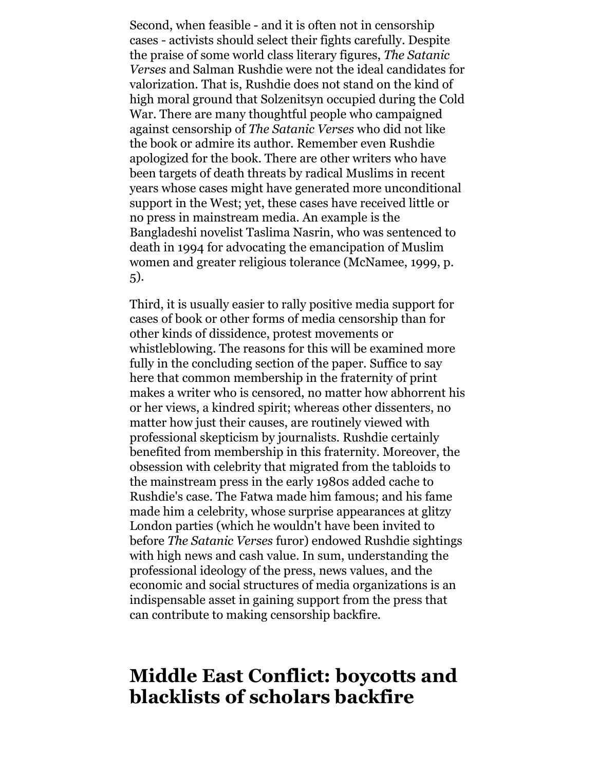Second, when feasible - and it is often not in censorship cases - activists should select their fights carefully. Despite the praise of some world class literary figures, *The Satanic Verses* and Salman Rushdie were not the ideal candidates for valorization. That is, Rushdie does not stand on the kind of high moral ground that Solzenitsyn occupied during the Cold War. There are many thoughtful people who campaigned against censorship of *The Satanic Verses* who did not like the book or admire its author. Remember even Rushdie apologized for the book. There are other writers who have been targets of death threats by radical Muslims in recent years whose cases might have generated more unconditional support in the West; yet, these cases have received little or no press in mainstream media. An example is the Bangladeshi novelist Taslima Nasrin, who was sentenced to death in 1994 for advocating the emancipation of Muslim women and greater religious tolerance (McNamee, 1999, p. 5).

Third, it is usually easier to rally positive media support for cases of book or other forms of media censorship than for other kinds of dissidence, protest movements or whistleblowing. The reasons for this will be examined more fully in the concluding section of the paper. Suffice to say here that common membership in the fraternity of print makes a writer who is censored, no matter how abhorrent his or her views, a kindred spirit; whereas other dissenters, no matter how just their causes, are routinely viewed with professional skepticism by journalists. Rushdie certainly benefited from membership in this fraternity. Moreover, the obsession with celebrity that migrated from the tabloids to the mainstream press in the early 1980s added cache to Rushdie's case. The Fatwa made him famous; and his fame made him a celebrity, whose surprise appearances at glitzy London parties (which he wouldn't have been invited to before *The Satanic Verses* furor) endowed Rushdie sightings with high news and cash value. In sum, understanding the professional ideology of the press, news values, and the economic and social structures of media organizations is an indispensable asset in gaining support from the press that can contribute to making censorship backfire.

## Middle East Conflict: boycotts and blacklists of scholars backfire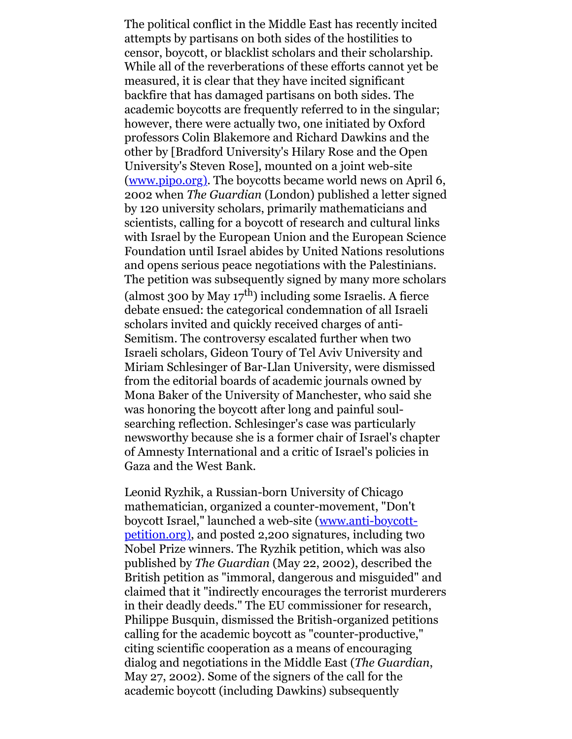The political conflict in the Middle East has recently incited attempts by partisans on both sides of the hostilities to censor, boycott, or blacklist scholars and their scholarship. While all of the reverberations of these efforts cannot yet be measured, it is clear that they have incited significant backfire that has damaged partisans on both sides. The academic boycotts are frequently referred to in the singular; however, there were actually two, one initiated by Oxford professors Colin Blakemore and Richard Dawkins and the other by [Bradford University's Hilary Rose and the Open University's Steven Rose], mounted on a joint web-site (www.pipo.org). The boycotts became world news on April 6, 2002 when *The Guardian* (London) published a letter signed by 120 university scholars, primarily mathematicians and scientists, calling for a boycott of research and cultural links with Israel by the European Union and the European Science Foundation until Israel abides by United Nations resolutions and opens serious peace negotiations with the Palestinians. The petition was subsequently signed by many more scholars (almost 300 by May 17th) including some Israelis. A fierce debate ensued: the categorical condemnation of all Israeli scholars invited and quickly received charges of anti-Semitism. The controversy escalated further when two Israeli scholars, Gideon Toury of Tel Aviv University and Miriam Schlesinger of Bar-Llan University, were dismissed from the editorial boards of academic journals owned by Mona Baker of the University of Manchester, who said she was honoring the boycott after long and painful soul-searching reflection. Schlesinger's case was particularly newsworthy because she is a former chair of Israel's chapter of Amnesty International and a critic of Israel's policies in Gaza and the West Bank.

Leonid Ryzhik, a Russian-born University of Chicago mathematician, organized a counter-movement, "Don't boycott Israel," launched a web-site (www.anti-boycott-petition.org), and posted 2,200 signatures, including two Nobel Prize winners. The Ryzhik petition, which was also published by *The Guardian* (May 22, 2002), described the British petition as "immoral, dangerous and misguided" and claimed that it "indirectly encourages the terrorist murderers in their deadly deeds." The EU commissioner for research, Philippe Busquin, dismissed the British-organized petitions calling for the academic boycott as "counter-productive," citing scientific cooperation as a means of encouraging dialog and negotiations in the Middle East (*The Guardian*, May 27, 2002). Some of the signers of the call for the academic boycott (including Dawkins) subsequently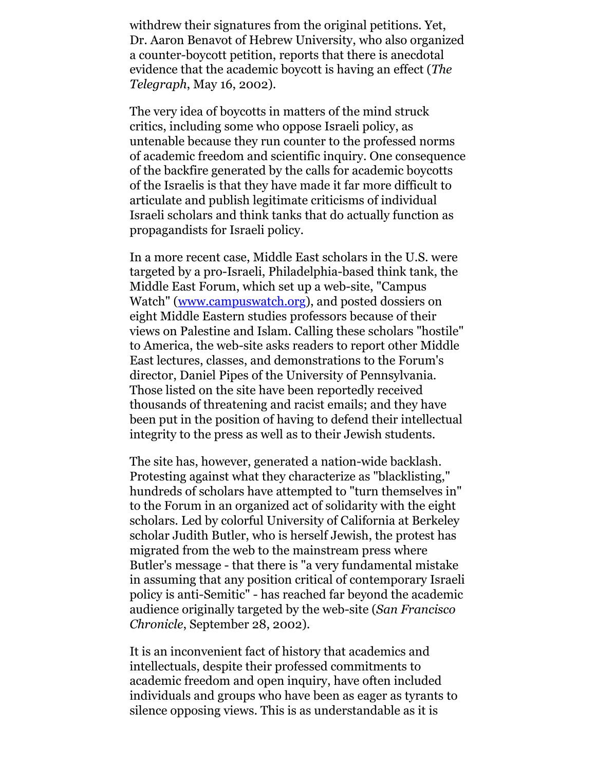withdrew their signatures from the original petitions. Yet, Dr. Aaron Benavot of Hebrew University, who also organized a counter-boycott petition, reports that there is anecdotal evidence that the academic boycott is having an effect (*The Telegraph*, May 16, 2002).

The very idea of boycotts in matters of the mind struck critics, including some who oppose Israeli policy, as untenable because they run counter to the professed norms of academic freedom and scientific inquiry. One consequence of the backfire generated by the calls for academic boycotts of the Israelis is that they have made it far more difficult to articulate and publish legitimate criticisms of individual Israeli scholars and think tanks that do actually function as propagandists for Israeli policy.

In a more recent case, Middle East scholars in the U.S. were targeted by a pro-Israeli, Philadelphia-based think tank, the Middle East Forum, which set up a web-site, "Campus Watch" ([www.campuswatch.org](www.campuswatch.org)), and posted dossiers on eight Middle Eastern studies professors because of their views on Palestine and Islam. Calling these scholars "hostile" to America, the web-site asks readers to report other Middle East lectures, classes, and demonstrations to the Forum's director, Daniel Pipes of the University of Pennsylvania. Those listed on the site have been reportedly received thousands of threatening and racist emails; and they have been put in the position of having to defend their intellectual integrity to the press as well as to their Jewish students.

The site has, however, generated a nation-wide backlash. Protesting against what they characterize as "blacklisting," hundreds of scholars have attempted to "turn themselves in" to the Forum in an organized act of solidarity with the eight scholars. Led by colorful University of California at Berkeley scholar Judith Butler, who is herself Jewish, the protest has migrated from the web to the mainstream press where Butler's message - that there is "a very fundamental mistake in assuming that any position critical of contemporary Israeli policy is anti-Semitic" - has reached far beyond the academic audience originally targeted by the web-site (*San Francisco Chronicle*, September 28, 2002).

It is an inconvenient fact of history that academics and intellectuals, despite their professed commitments to academic freedom and open inquiry, have often included individuals and groups who have been as eager as tyrants to silence opposing views. This is as understandable as it is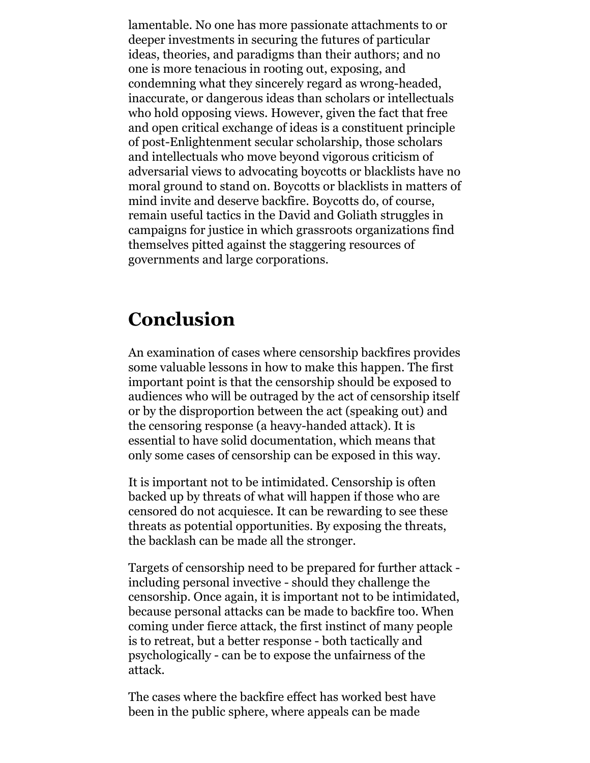lamentable. No one has more passionate attachments to or deeper investments in securing the futures of particular ideas, theories, and paradigms than their authors; and no one is more tenacious in rooting out, exposing, and condemning what they sincerely regard as wrong-headed, inaccurate, or dangerous ideas than scholars or intellectuals who hold opposing views. However, given the fact that free and open critical exchange of ideas is a constituent principle of post-Enlightenment secular scholarship, those scholars and intellectuals who move beyond vigorous criticism of adversarial views to advocating boycotts or blacklists have no moral ground to stand on. Boycotts or blacklists in matters of mind invite and deserve backfire. Boycotts do, of course, remain useful tactics in the David and Goliath struggles in campaigns for justice in which grassroots organizations find themselves pitted against the staggering resources of governments and large corporations.

## Conclusion

An examination of cases where censorship backfires provides some valuable lessons in how to make this happen. The first important point is that the censorship should be exposed to audiences who will be outraged by the act of censorship itself or by the disproportion between the act (speaking out) and the censoring response (a heavy-handed attack). It is essential to have solid documentation, which means that only some cases of censorship can be exposed in this way.

It is important not to be intimidated. Censorship is often backed up by threats of what will happen if those who are censored do not acquiesce. It can be rewarding to see these threats as potential opportunities. By exposing the threats, the backlash can be made all the stronger.

Targets of censorship need to be prepared for further attack - including personal invective - should they challenge the censorship. Once again, it is important not to be intimidated, because personal attacks can be made to backfire too. When coming under fierce attack, the first instinct of many people is to retreat, but a better response - both tactically and psychologically - can be to expose the unfairness of the attack.

The cases where the backfire effect has worked best have been in the public sphere, where appeals can be made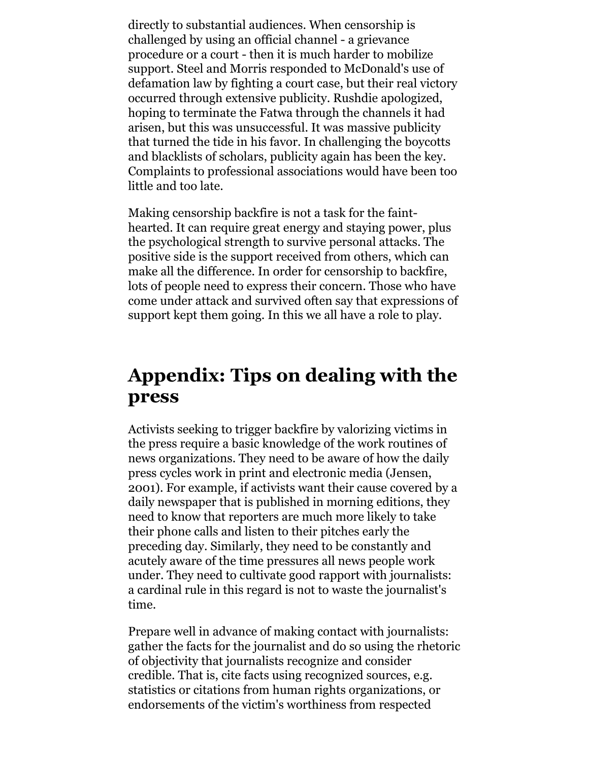directly to substantial audiences. When censorship is challenged by using an official channel - a grievance procedure or a court - then it is much harder to mobilize support. Steel and Morris responded to McDonald's use of defamation law by fighting a court case, but their real victory occurred through extensive publicity. Rushdie apologized, hoping to terminate the Fatwa through the channels it had arisen, but this was unsuccessful. It was massive publicity that turned the tide in his favor. In challenging the boycotts and blacklists of scholars, publicity again has been the key. Complaints to professional associations would have been too little and too late.

Making censorship backfire is not a task for the faint-hearted. It can require great energy and staying power, plus the psychological strength to survive personal attacks. The positive side is the support received from others, which can make all the difference. In order for censorship to backfire, lots of people need to express their concern. Those who have come under attack and survived often say that expressions of support kept them going. In this we all have a role to play.

## Appendix: Tips on dealing with the press

Activists seeking to trigger backfire by valorizing victims in the press require a basic knowledge of the work routines of news organizations. They need to be aware of how the daily press cycles work in print and electronic media (Jensen, 2001). For example, if activists want their cause covered by a daily newspaper that is published in morning editions, they need to know that reporters are much more likely to take their phone calls and listen to their pitches early the preceding day. Similarly, they need to be constantly and acutely aware of the time pressures all news people work under. They need to cultivate good rapport with journalists: a cardinal rule in this regard is not to waste the journalist's time.

Prepare well in advance of making contact with journalists: gather the facts for the journalist and do so using the rhetoric of objectivity that journalists recognize and consider credible. That is, cite facts using recognized sources, e.g. statistics or citations from human rights organizations, or endorsements of the victim's worthiness from respected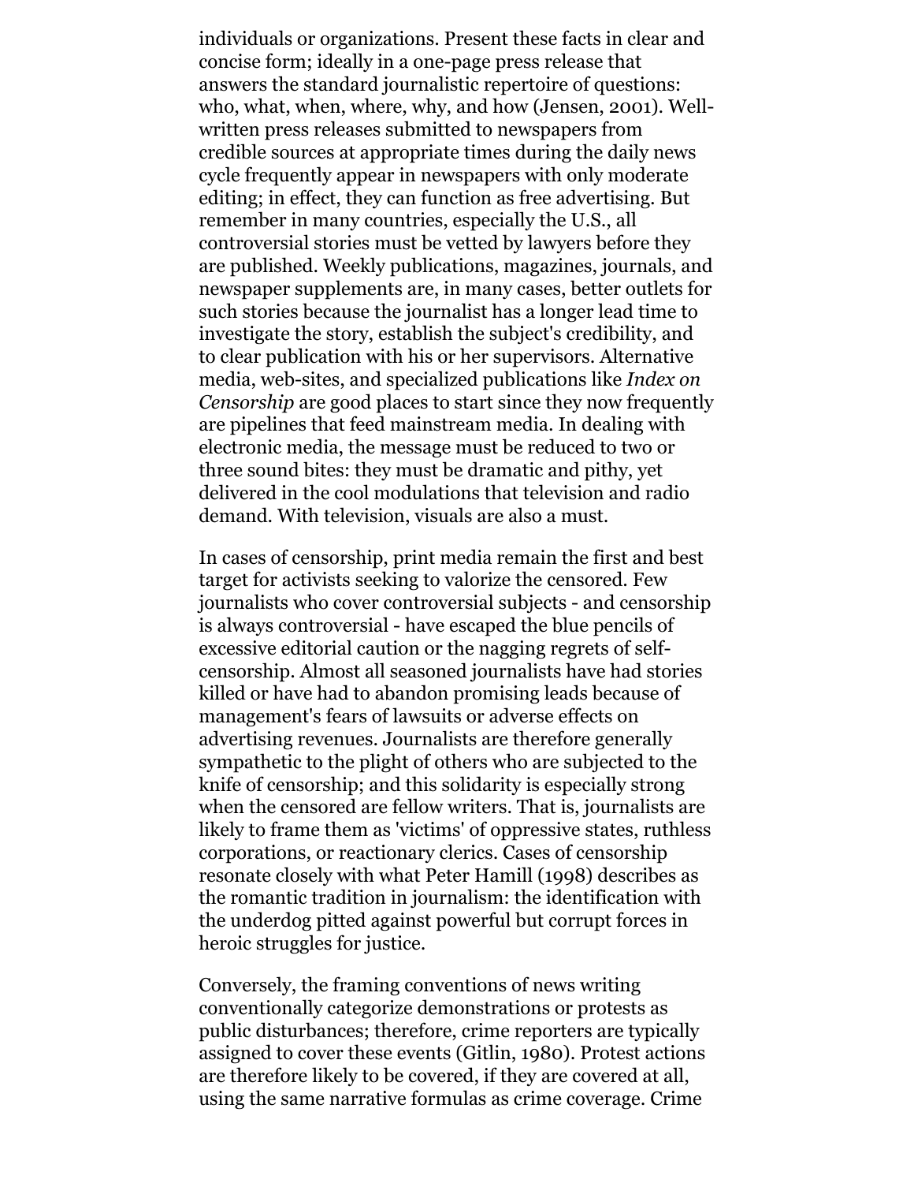individuals or organizations. Present these facts in clear and concise form; ideally in a one-page press release that answers the standard journalistic repertoire of questions: who, what, when, where, why, and how (Jensen, 2001). Well-written press releases submitted to newspapers from credible sources at appropriate times during the daily news cycle frequently appear in newspapers with only moderate editing; in effect, they can function as free advertising. But remember in many countries, especially the U.S., all controversial stories must be vetted by lawyers before they are published. Weekly publications, magazines, journals, and newspaper supplements are, in many cases, better outlets for such stories because the journalist has a longer lead time to investigate the story, establish the subject's credibility, and to clear publication with his or her supervisors. Alternative media, web-sites, and specialized publications like *Index on Censorship* are good places to start since they now frequently are pipelines that feed mainstream media. In dealing with electronic media, the message must be reduced to two or three sound bites: they must be dramatic and pithy, yet delivered in the cool modulations that television and radio demand. With television, visuals are also a must.

In cases of censorship, print media remain the first and best target for activists seeking to valorize the censored. Few journalists who cover controversial subjects - and censorship is always controversial - have escaped the blue pencils of excessive editorial caution or the nagging regrets of self-censorship. Almost all seasoned journalists have had stories killed or have had to abandon promising leads because of management's fears of lawsuits or adverse effects on advertising revenues. Journalists are therefore generally sympathetic to the plight of others who are subjected to the knife of censorship; and this solidarity is especially strong when the censored are fellow writers. That is, journalists are likely to frame them as 'victims' of oppressive states, ruthless corporations, or reactionary clerics. Cases of censorship resonate closely with what Peter Hamill (1998) describes as the romantic tradition in journalism: the identification with the underdog pitted against powerful but corrupt forces in heroic struggles for justice.

Conversely, the framing conventions of news writing conventionally categorize demonstrations or protests as public disturbances; therefore, crime reporters are typically assigned to cover these events (Gitlin, 1980). Protest actions are therefore likely to be covered, if they are covered at all, using the same narrative formulas as crime coverage. Crime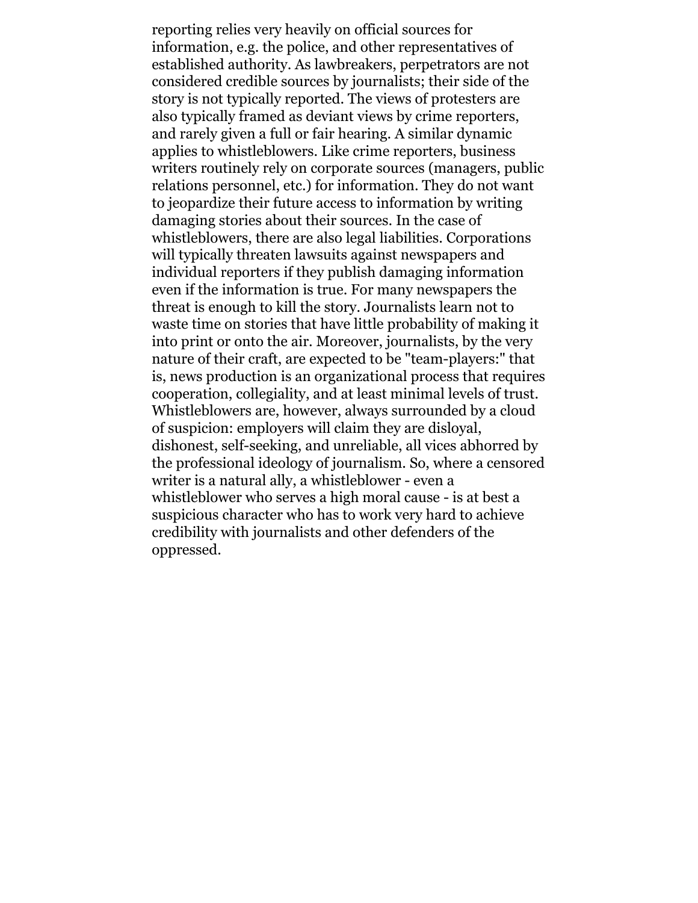reporting relies very heavily on official sources for information, e.g. the police, and other representatives of established authority. As lawbreakers, perpetrators are not considered credible sources by journalists; their side of the story is not typically reported. The views of protesters are also typically framed as deviant views by crime reporters, and rarely given a full or fair hearing. A similar dynamic applies to whistleblowers. Like crime reporters, business writers routinely rely on corporate sources (managers, public relations personnel, etc.) for information. They do not want to jeopardize their future access to information by writing damaging stories about their sources. In the case of whistleblowers, there are also legal liabilities. Corporations will typically threaten lawsuits against newspapers and individual reporters if they publish damaging information even if the information is true. For many newspapers the threat is enough to kill the story. Journalists learn not to waste time on stories that have little probability of making it into print or onto the air. Moreover, journalists, by the very nature of their craft, are expected to be "team-players:" that is, news production is an organizational process that requires cooperation, collegiality, and at least minimal levels of trust. Whistleblowers are, however, always surrounded by a cloud of suspicion: employers will claim they are disloyal, dishonest, self-seeking, and unreliable, all vices abhorred by the professional ideology of journalism. So, where a censored writer is a natural ally, a whistleblower - even a whistleblower who serves a high moral cause - is at best a suspicious character who has to work very hard to achieve credibility with journalists and other defenders of the oppressed.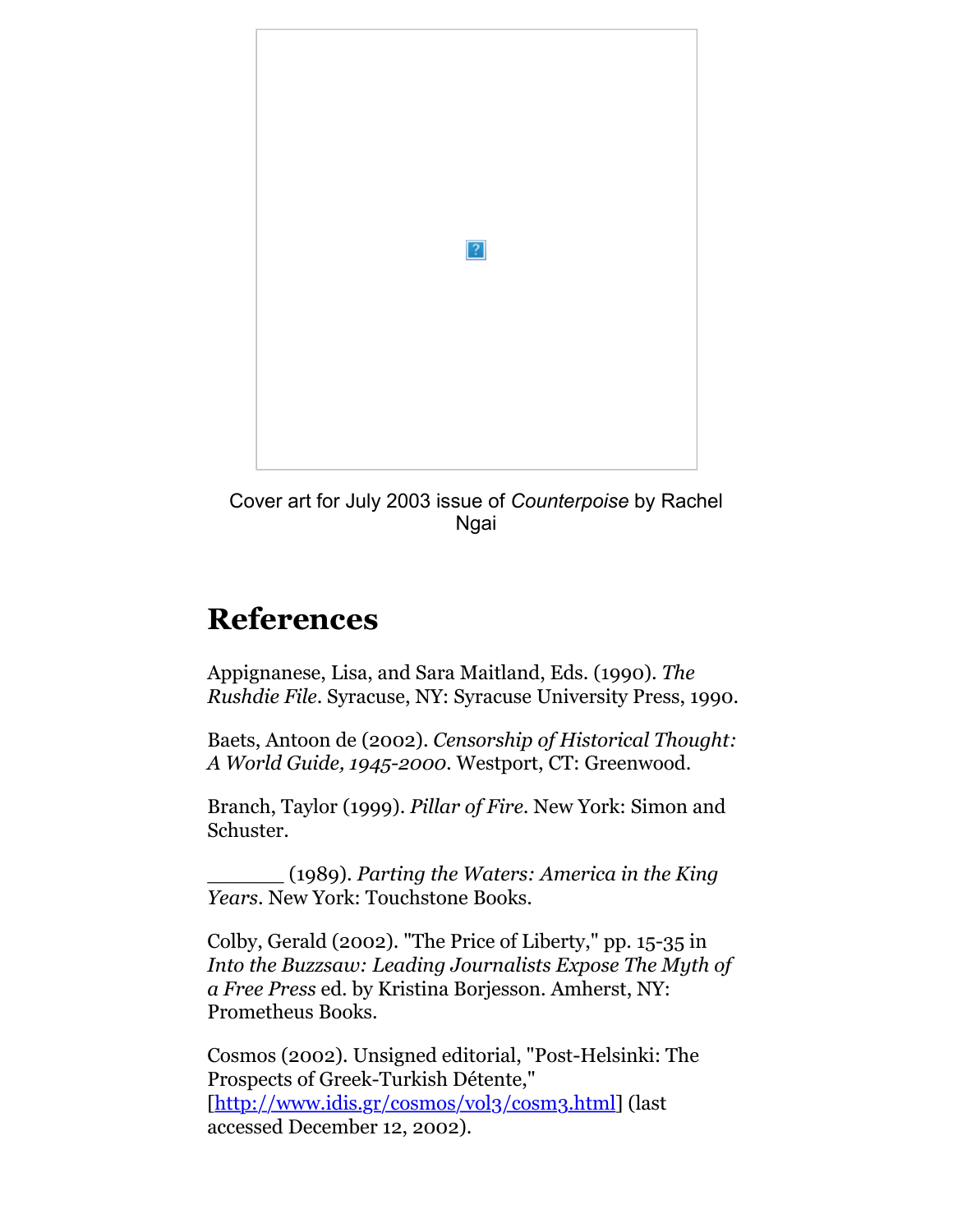Cover art for July 2003 issue of *Counterpoise* by Rachel Ngai

## References

Appignanese, Lisa, and Sara Maitland, Eds. (1990). *The Rushdie File*. Syracuse, NY: Syracuse University Press, 1990.

Baets, Antoon de (2002). *Censorship of Historical Thought: A World Guide, 1945-2000*. Westport, CT: Greenwood.

Branch, Taylor (1999). *Pillar of Fire*. New York: Simon and Schuster.

______ (1989). *Parting the Waters: America in the King Years*. New York: Touchstone Books.

Colby, Gerald (2002). "The Price of Liberty," pp. 15-35 in *Into the Buzzsaw: Leading Journalists Expose The Myth of a Free Press* ed. by Kristina Borjesson. Amherst, NY: Prometheus Books.

Cosmos (2002). Unsigned editorial, "Post-Helsinki: The Prospects of Greek-Turkish Détente," [http://www.idis.gr/cosmos/vol3/cosm3.html] (last accessed December 12, 2002).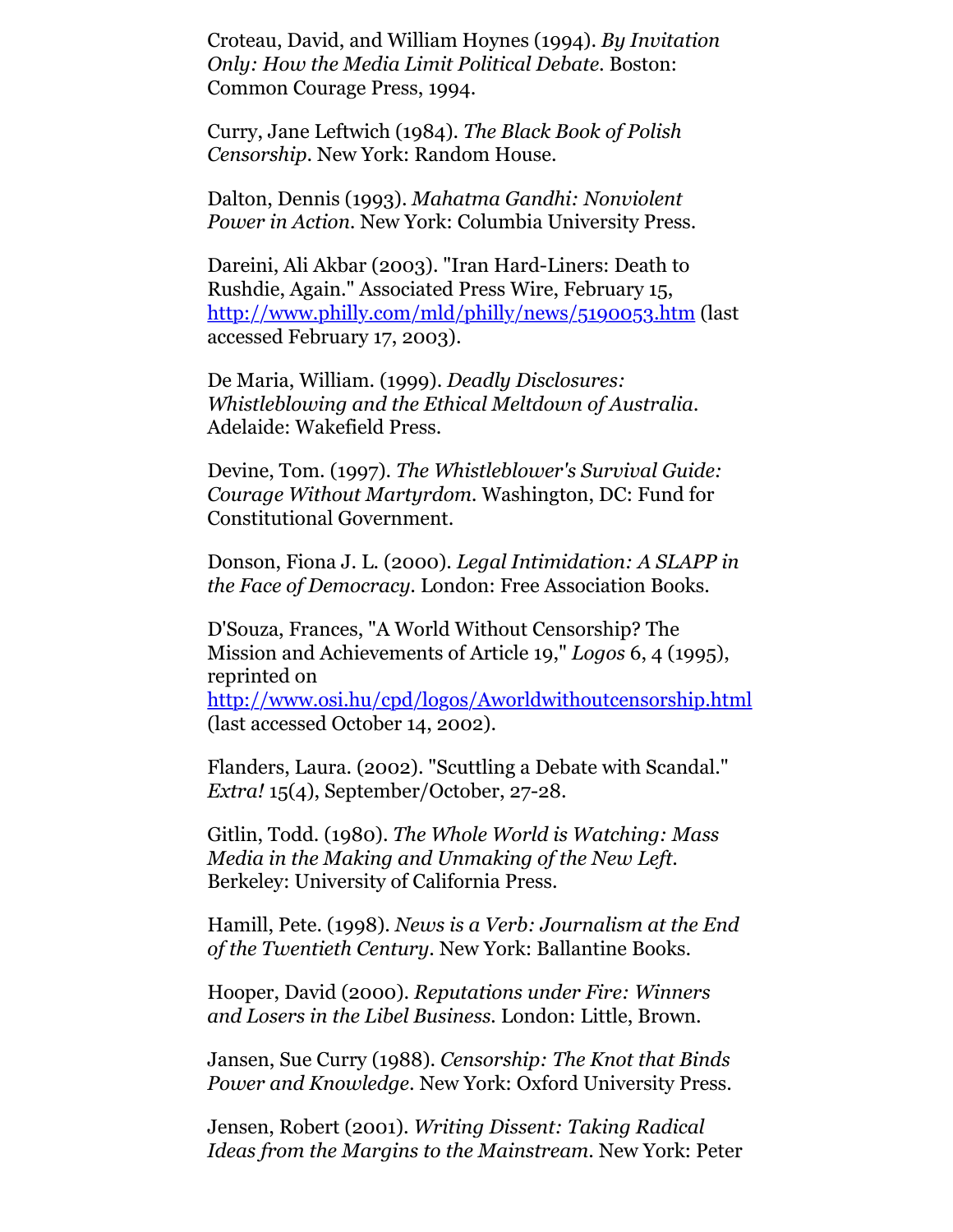Croteau, David, and William Hoynes (1994). *By Invitation Only: How the Media Limit Political Debate*. Boston: Common Courage Press, 1994.

Curry, Jane Leftwich (1984). *The Black Book of Polish Censorship*. New York: Random House.

Dalton, Dennis (1993). *Mahatma Gandhi: Nonviolent Power in Action*. New York: Columbia University Press.

Dareini, Ali Akbar (2003). "Iran Hard-Liners: Death to Rushdie, Again." Associated Press Wire, February 15, http://www.philly.com/mld/philly/news/5190053.htm (last accessed February 17, 2003).

De Maria, William. (1999). *Deadly Disclosures: Whistleblowing and the Ethical Meltdown of Australia*. Adelaide: Wakefield Press.

Devine, Tom. (1997). *The Whistleblower's Survival Guide: Courage Without Martyrdom*. Washington, DC: Fund for Constitutional Government.

Donson, Fiona J. L. (2000). *Legal Intimidation: A SLAPP in the Face of Democracy*. London: Free Association Books.

D'Souza, Frances, "A World Without Censorship? The Mission and Achievements of Article 19," *Logos* 6, 4 (1995), reprinted on http://www.osi.hu/cpd/logos/Aworldwithoutcensorship.html (last accessed October 14, 2002).

Flanders, Laura. (2002). "Scuttling a Debate with Scandal." *Extra!* 15(4), September/October, 27-28.

Gitlin, Todd. (1980). *The Whole World is Watching: Mass Media in the Making and Unmaking of the New Left*. Berkeley: University of California Press.

Hamill, Pete. (1998). *News is a Verb: Journalism at the End of the Twentieth Century*. New York: Ballantine Books.

Hooper, David (2000). *Reputations under Fire: Winners and Losers in the Libel Business*. London: Little, Brown.

Jansen, Sue Curry (1988). *Censorship: The Knot that Binds Power and Knowledge*. New York: Oxford University Press.

Jensen, Robert (2001). *Writing Dissent: Taking Radical Ideas from the Margins to the Mainstream*. New York: Peter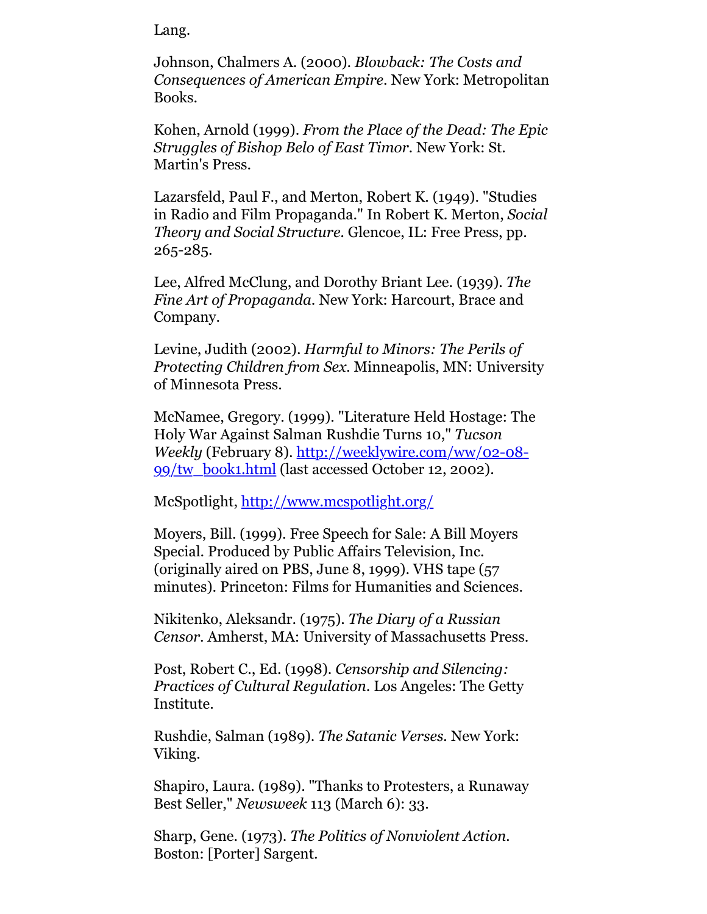Lang.

Johnson, Chalmers A. (2000). *Blowback: The Costs and Consequences of American Empire*. New York: Metropolitan Books.

Kohen, Arnold (1999). *From the Place of the Dead: The Epic Struggles of Bishop Belo of East Timor*. New York: St. Martin's Press.

Lazarsfeld, Paul F., and Merton, Robert K. (1949). "Studies in Radio and Film Propaganda." In Robert K. Merton, *Social Theory and Social Structure*. Glencoe, IL: Free Press, pp. 265-285.

Lee, Alfred McClung, and Dorothy Briant Lee. (1939). *The Fine Art of Propaganda*. New York: Harcourt, Brace and Company.

Levine, Judith (2002). *Harmful to Minors: The Perils of Protecting Children from Sex*. Minneapolis, MN: University of Minnesota Press.

McNamee, Gregory. (1999). "Literature Held Hostage: The Holy War Against Salman Rushdie Turns 10," *Tucson Weekly* (February 8). [http://weeklywire.com/ww/02-08-99/tw_book1.html](http://weeklywire.com/ww/02-08-99/tw_book1.html) (last accessed October 12, 2002).

McSpotlight, [http://www.mcspotlight.org/](http://www.mcspotlight.org/)

Moyers, Bill. (1999). Free Speech for Sale: A Bill Moyers Special. Produced by Public Affairs Television, Inc. (originally aired on PBS, June 8, 1999). VHS tape (57 minutes). Princeton: Films for Humanities and Sciences.

Nikitenko, Aleksandr. (1975). *The Diary of a Russian Censor*. Amherst, MA: University of Massachusetts Press.

Post, Robert C., Ed. (1998). *Censorship and Silencing: Practices of Cultural Regulation*. Los Angeles: The Getty Institute.

Rushdie, Salman (1989). *The Satanic Verses*. New York: Viking.

Shapiro, Laura. (1989). "Thanks to Protesters, a Runaway Best Seller," *Newsweek* 113 (March 6): 33.

Sharp, Gene. (1973). *The Politics of Nonviolent Action*. Boston: [Porter] Sargent.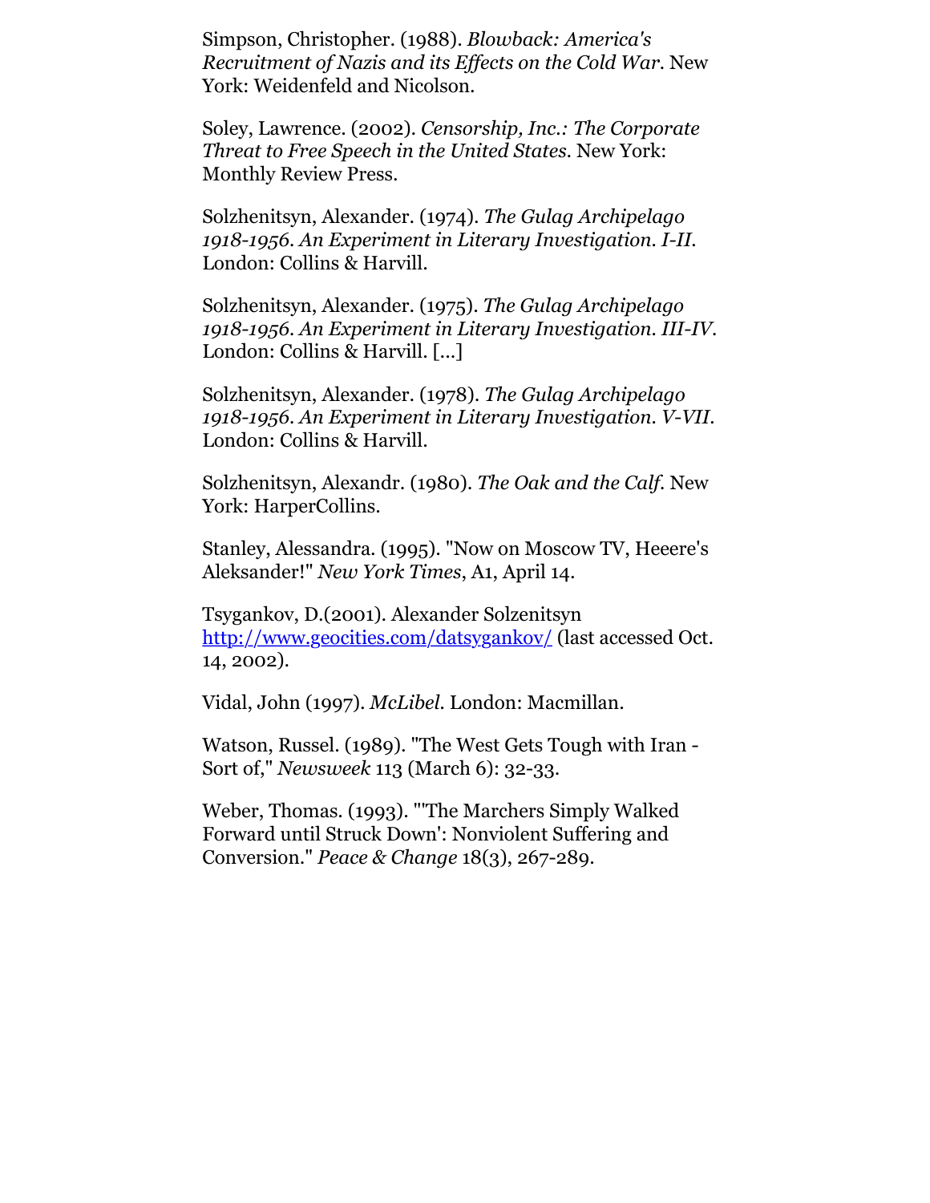Simpson, Christopher. (1988). *Blowback: America's Recruitment of Nazis and its Effects on the Cold War*. New York: Weidenfeld and Nicolson.

Soley, Lawrence. (2002). *Censorship, Inc.: The Corporate Threat to Free Speech in the United States*. New York: Monthly Review Press.

Solzhenitsyn, Alexander. (1974). *The Gulag Archipelago 1918-1956. An Experiment in Literary Investigation. I-II*. London: Collins & Harvill.

Solzhenitsyn, Alexander. (1975). *The Gulag Archipelago 1918-1956. An Experiment in Literary Investigation. III-IV*. London: Collins & Harvill. [...]

Solzhenitsyn, Alexander. (1978). *The Gulag Archipelago 1918-1956. An Experiment in Literary Investigation. V-VII*. London: Collins & Harvill.

Solzhenitsyn, Alexandr. (1980). *The Oak and the Calf*. New York: HarperCollins.

Stanley, Alessandra. (1995). "Now on Moscow TV, Heeere's Aleksander!" *New York Times*, A1, April 14.

Tsygankov, D.(2001). Alexander Solzenitsyn http://www.geocities.com/datsygankov/ (last accessed Oct. 14, 2002).

Vidal, John (1997). *McLibel*. London: Macmillan.

Watson, Russel. (1989). "The West Gets Tough with Iran - Sort of," *Newsweek* 113 (March 6): 32-33.

Weber, Thomas. (1993). "'The Marchers Simply Walked Forward until Struck Down': Nonviolent Suffering and Conversion." *Peace & Change* 18(3), 267-289.